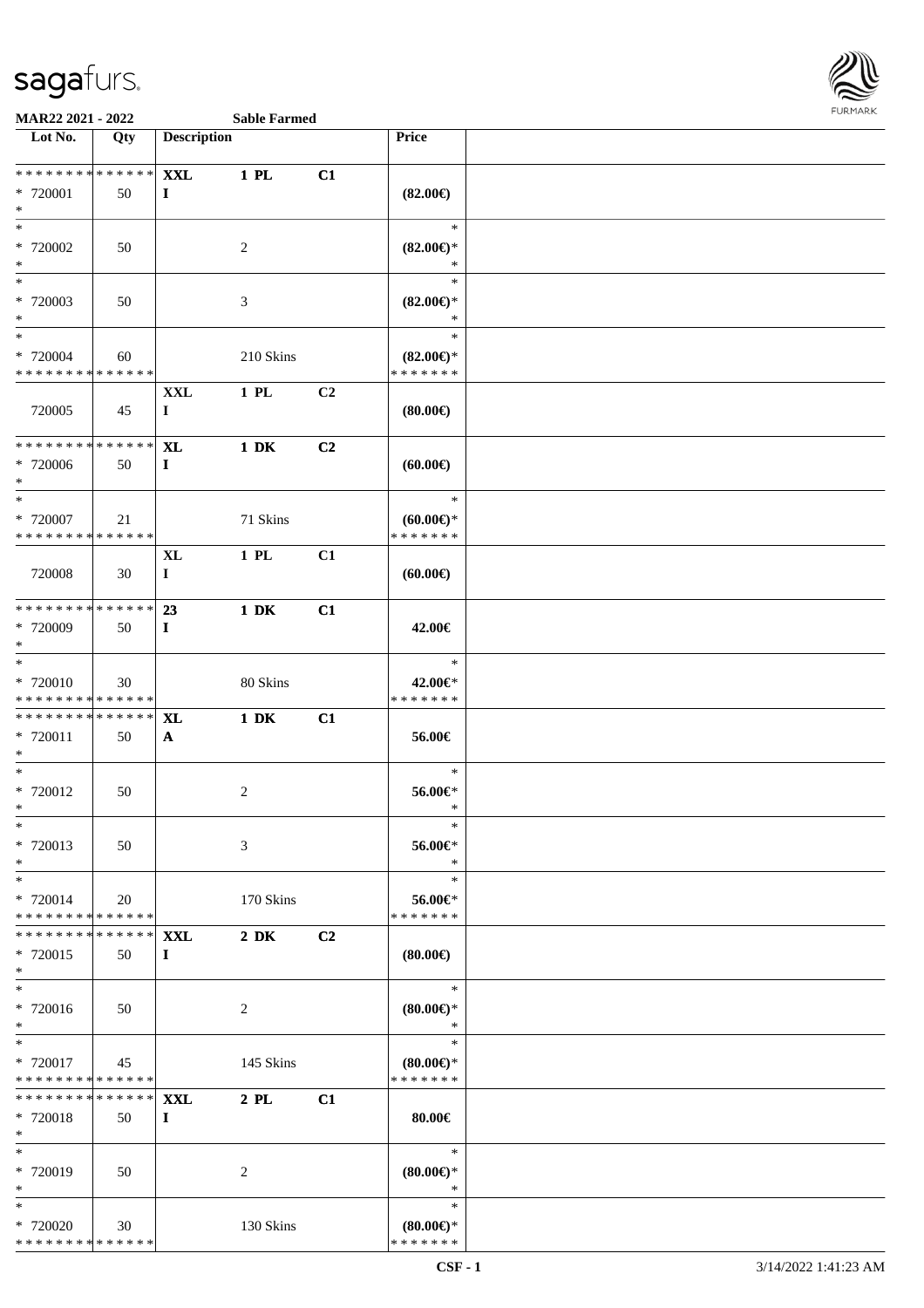MAR22 2021 - 2022 Sable Farmed

| Lot No. | Qty | Description | | | Price | |
|---|---|---|---|---|---|---|
| * * * * * * * * * * * * * * | | XXL | 1 PL | C1 | | |
| * 720001 | 50 | I | | | (82.00€) | |
| * | | | | | | |
| * | | | | | * | |
| * 720002 | 50 | | 2 | | (82.00€)* | |
| * | | | | | * | |
| * | | | | | * | |
| * 720003 | 50 | | 3 | | (82.00€)* | |
| * | | | | | * | |
| * | | | | | * | |
| * 720004 | 60 | | 210 Skins | | (82.00€)* | |
| * * * * * * * * * * * * * * | | | | | * * * * * * * | |
| | | XXL | 1 PL | C2 | | |
| 720005 | 45 | I | | | (80.00€) | |
| * * * * * * * * * * * * * * | | XL | 1 DK | C2 | | |
| * 720006 | 50 | I | | | (60.00€) | |
| * | | | | | | |
| * | | | | | * | |
| * 720007 | 21 | | 71 Skins | | (60.00€)* | |
| * * * * * * * * * * * * * * | | | | | * * * * * * * | |
| | | XL | 1 PL | C1 | | |
| 720008 | 30 | I | | | (60.00€) | |
| * * * * * * * * * * * * * * | | 23 | 1 DK | C1 | | |
| * 720009 | 50 | I | | | 42.00€ | |
| * | | | | | | |
| * | | | | | * | |
| * 720010 | 30 | | 80 Skins | | 42.00€* | |
| * * * * * * * * * * * * * * | | | | | * * * * * * * | |
| * * * * * * * * * * * * * * | | XL | 1 DK | C1 | | |
| * 720011 | 50 | A | | | 56.00€ | |
| * | | | | | | |
| * | | | | | * | |
| * 720012 | 50 | | 2 | | 56.00€* | |
| * | | | | | * | |
| * | | | | | * | |
| * 720013 | 50 | | 3 | | 56.00€* | |
| * | | | | | * | |
| * | | | | | * | |
| * 720014 | 20 | | 170 Skins | | 56.00€* | |
| * * * * * * * * * * * * * * | | | | | * * * * * * * | |
| * * * * * * * * * * * * * * | | XXL | 2 DK | C2 | | |
| * 720015 | 50 | I | | | (80.00€) | |
| * | | | | | | |
| * | | | | | * | |
| * 720016 | 50 | | 2 | | (80.00€)* | |
| * | | | | | * | |
| * | | | | | * | |
| * 720017 | 45 | | 145 Skins | | (80.00€)* | |
| * * * * * * * * * * * * * * | | | | | * * * * * * * | |
| * * * * * * * * * * * * * * | | XXL | 2 PL | C1 | | |
| * 720018 | 50 | I | | | 80.00€ | |
| * | | | | | | |
| * | | | | | * | |
| * 720019 | 50 | | 2 | | (80.00€)* | |
| * | | | | | * | |
| * | | | | | * | |
| * 720020 | 30 | | 130 Skins | | (80.00€)* | |
| * * * * * * * * * * * * * * | | | | | * * * * * * * | |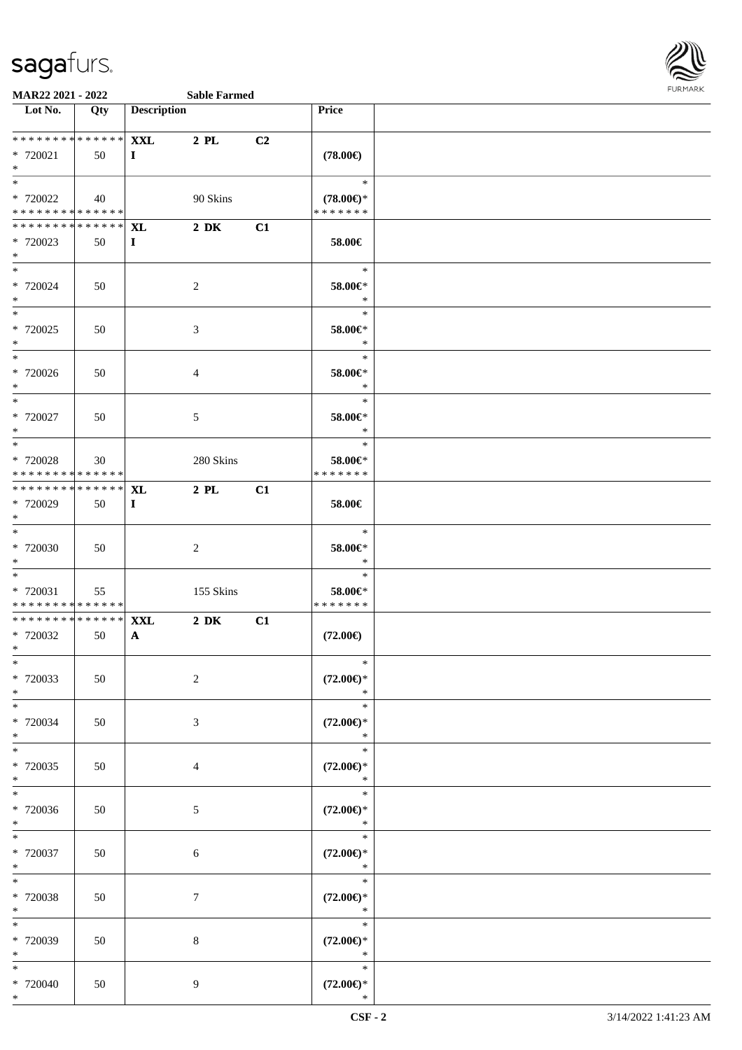**MAR22 2021 - 2022** **Sable Farmed**

| Lot No. | Qty | Description | | | Price |
|---|---|---|---|---|---|
| * * * * * * * * * * * * * * | | **XXL** | **2 PL** | **C2** | |
| * 720021 | 50 | **I** | | | **(78.00€)** |
| * | | | | | |
| * | | | | | * |
| * 720022 | 40 | | 90 Skins | | **(78.00€)*** |
| * * * * * * * * * * * * * * | | | | | * * * * * * * |
| * * * * * * * * * * * * * * | | **XL** | **2 DK** | **C1** | |
| * 720023 | 50 | **I** | | | **58.00€** |
| * | | | | | |
| * | | | | | * |
| * 720024 | 50 | | 2 | | **58.00€*** |
| * | | | | | * |
| * | | | | | * |
| * 720025 | 50 | | 3 | | **58.00€*** |
| * | | | | | * |
| * | | | | | * |
| * 720026 | 50 | | 4 | | **58.00€*** |
| * | | | | | * |
| * | | | | | * |
| * 720027 | 50 | | 5 | | **58.00€*** |
| * | | | | | * |
| * | | | | | * |
| * 720028 | 30 | | 280 Skins | | **58.00€*** |
| * * * * * * * * * * * * * * | | | | | * * * * * * * |
| * * * * * * * * * * * * * * | | **XL** | **2 PL** | **C1** | |
| * 720029 | 50 | **I** | | | **58.00€** |
| * | | | | | |
| * | | | | | * |
| * 720030 | 50 | | 2 | | **58.00€*** |
| * | | | | | * |
| * | | | | | * |
| * 720031 | 55 | | 155 Skins | | **58.00€*** |
| * * * * * * * * * * * * * * | | | | | * * * * * * * |
| * * * * * * * * * * * * * * | | **XXL** | **2 DK** | **C1** | |
| * 720032 | 50 | **A** | | | **(72.00€)** |
| * | | | | | |
| * | | | | | * |
| * 720033 | 50 | | 2 | | **(72.00€)*** |
| * | | | | | * |
| * | | | | | * |
| * 720034 | 50 | | 3 | | **(72.00€)*** |
| * | | | | | * |
| * | | | | | * |
| * 720035 | 50 | | 4 | | **(72.00€)*** |
| * | | | | | * |
| * | | | | | * |
| * 720036 | 50 | | 5 | | **(72.00€)*** |
| * | | | | | * |
| * | | | | | * |
| * 720037 | 50 | | 6 | | **(72.00€)*** |
| * | | | | | * |
| * | | | | | * |
| * 720038 | 50 | | 7 | | **(72.00€)*** |
| * | | | | | * |
| * | | | | | * |
| * 720039 | 50 | | 8 | | **(72.00€)*** |
| * | | | | | * |
| * | | | | | * |
| * 720040 | 50 | | 9 | | **(72.00€)*** |
| * | | | | | * |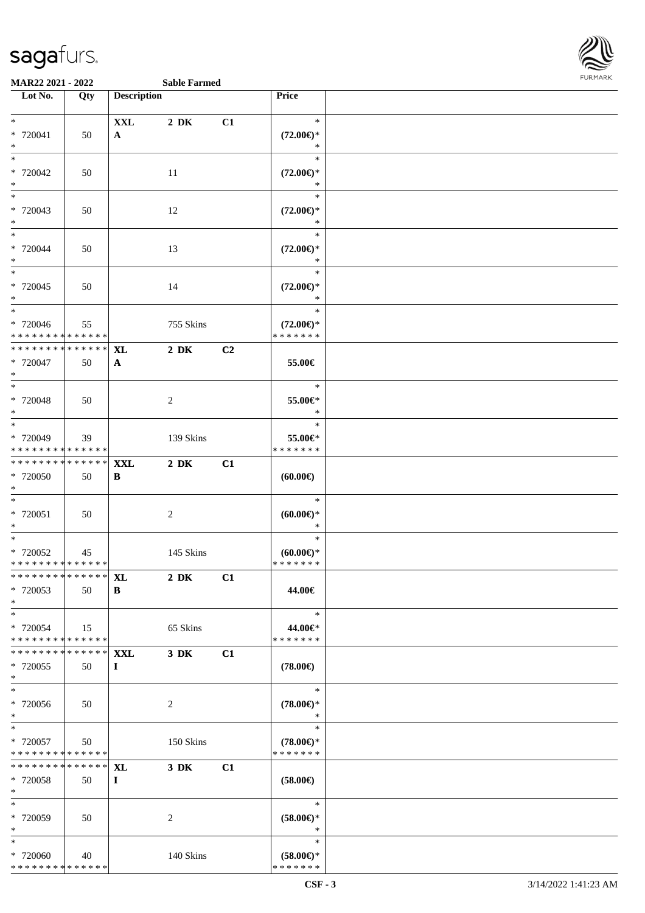**MAR22 2021 - 2022** **Sable Farmed**

| Lot No. | Qty | Description | | | Price |
|---|---|---|---|---|---|
| * | | XXL | 2 DK | C1 | * |
| * 720041 | 50 | A | | | (72.00€)* |
| * | | | | | * |
| * 720042 | 50 | | 11 | | (72.00€)* |
| * | | | | | * |
| * 720043 | 50 | | 12 | | (72.00€)* |
| * | | | | | * |
| * 720044 | 50 | | 13 | | (72.00€)* |
| * | | | | | * |
| * 720045 | 50 | | 14 | | (72.00€)* |
| * | | | | | * |
| * 720046 | 55 | | 755 Skins | | (72.00€)* |
| * * * * * * * * * * * * * * | | | | | * * * * * * * |
| * * * * * * * * * * * * * * | | XL | 2 DK | C2 | |
| * 720047 | 50 | A | | | 55.00€ |
| * | | | | | * |
| * 720048 | 50 | | 2 | | 55.00€* |
| * | | | | | * |
| * 720049 | 39 | | 139 Skins | | 55.00€* |
| * * * * * * * * * * * * * * | | | | | * * * * * * * |
| * * * * * * * * * * * * * * | | XXL | 2 DK | C1 | |
| * 720050 | 50 | B | | | (60.00€) |
| * | | | | | * |
| * 720051 | 50 | | 2 | | (60.00€)* |
| * | | | | | * |
| * 720052 | 45 | | 145 Skins | | (60.00€)* |
| * * * * * * * * * * * * * * | | | | | * * * * * * * |
| * * * * * * * * * * * * * * | | XL | 2 DK | C1 | |
| * 720053 | 50 | B | | | 44.00€ |
| * | | | | | * |
| * 720054 | 15 | | 65 Skins | | 44.00€* |
| * * * * * * * * * * * * * * | | | | | * * * * * * * |
| * * * * * * * * * * * * * * | | XXL | 3 DK | C1 | |
| * 720055 | 50 | I | | | (78.00€) |
| * | | | | | * |
| * 720056 | 50 | | 2 | | (78.00€)* |
| * | | | | | * |
| * 720057 | 50 | | 150 Skins | | (78.00€)* |
| * * * * * * * * * * * * * * | | | | | * * * * * * * |
| * * * * * * * * * * * * * * | | XL | 3 DK | C1 | |
| * 720058 | 50 | I | | | (58.00€) |
| * | | | | | * |
| * 720059 | 50 | | 2 | | (58.00€)* |
| * | | | | | * |
| * 720060 | 40 | | 140 Skins | | (58.00€)* |
| * * * * * * * * * * * * * * | | | | | * * * * * * * |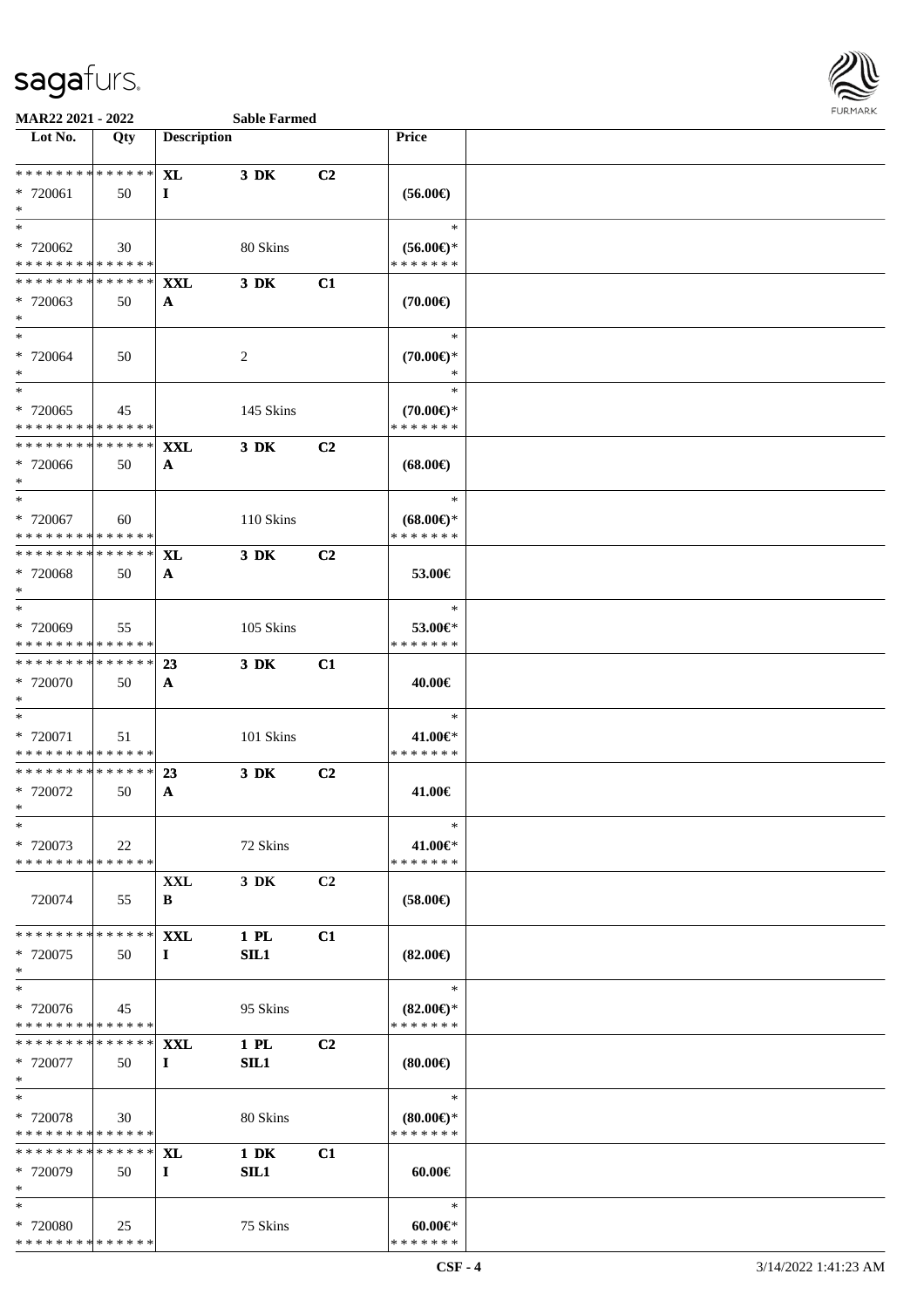**MAR22 2021 - 2022** **Sable Farmed**

| Lot No. | Qty | Description | | | Price | |
|---|---|---|---|---|---|---|
| * * * * * * * * * * * * * * | | **XL** | **3 DK** | **C2** | | |
| * 720061 | 50 | **I** | | | **(56.00€)** | |
| * | | | | | | |
| * | | | | | * | |
| * 720062 | 30 | | 80 Skins | | **(56.00€)*** | |
| * * * * * * * * * * * * * * | | | | | * * * * * * * | |
| * * * * * * * * * * * * * * | | **XXL** | **3 DK** | **C1** | | |
| * 720063 | 50 | **A** | | | **(70.00€)** | |
| * | | | | | | |
| * | | | | | * | |
| * 720064 | 50 | | 2 | | **(70.00€)*** | |
| * | | | | | * | |
| * | | | | | * | |
| * 720065 | 45 | | 145 Skins | | **(70.00€)*** | |
| * * * * * * * * * * * * * * | | | | | * * * * * * * | |
| * * * * * * * * * * * * * * | | **XXL** | **3 DK** | **C2** | | |
| * 720066 | 50 | **A** | | | **(68.00€)** | |
| * | | | | | | |
| * | | | | | * | |
| * 720067 | 60 | | 110 Skins | | **(68.00€)*** | |
| * * * * * * * * * * * * * * | | | | | * * * * * * * | |
| * * * * * * * * * * * * * * | | **XL** | **3 DK** | **C2** | | |
| * 720068 | 50 | **A** | | | **53.00€** | |
| * | | | | | | |
| * | | | | | * | |
| * 720069 | 55 | | 105 Skins | | **53.00€*** | |
| * * * * * * * * * * * * * * | | | | | * * * * * * * | |
| * * * * * * * * * * * * * * | | **23** | **3 DK** | **C1** | | |
| * 720070 | 50 | **A** | | | **40.00€** | |
| * | | | | | | |
| * | | | | | * | |
| * 720071 | 51 | | 101 Skins | | **41.00€*** | |
| * * * * * * * * * * * * * * | | | | | * * * * * * * | |
| * * * * * * * * * * * * * * | | **23** | **3 DK** | **C2** | | |
| * 720072 | 50 | **A** | | | **41.00€** | |
| * | | | | | | |
| * | | | | | * | |
| * 720073 | 22 | | 72 Skins | | **41.00€*** | |
| * * * * * * * * * * * * * * | | | | | * * * * * * * | |
| | | **XXL** | **3 DK** | **C2** | | |
| 720074 | 55 | **B** | | | **(58.00€)** | |
| * * * * * * * * * * * * * * | | **XXL** | **1 PL** | **C1** | | |
| * 720075 | 50 | **I** | **SIL1** | | **(82.00€)** | |
| * | | | | | | |
| * | | | | | * | |
| * 720076 | 45 | | 95 Skins | | **(82.00€)*** | |
| * * * * * * * * * * * * * * | | | | | * * * * * * * | |
| * * * * * * * * * * * * * * | | **XXL** | **1 PL** | **C2** | | |
| * 720077 | 50 | **I** | **SIL1** | | **(80.00€)** | |
| * | | | | | | |
| * | | | | | * | |
| * 720078 | 30 | | 80 Skins | | **(80.00€)*** | |
| * * * * * * * * * * * * * * | | | | | * * * * * * * | |
| * * * * * * * * * * * * * * | | **XL** | **1 DK** | **C1** | | |
| * 720079 | 50 | **I** | **SIL1** | | **60.00€** | |
| * | | | | | | |
| * | | | | | * | |
| * 720080 | 25 | | 75 Skins | | **60.00€*** | |
| * * * * * * * * * * * * * * | | | | | * * * * * * * | |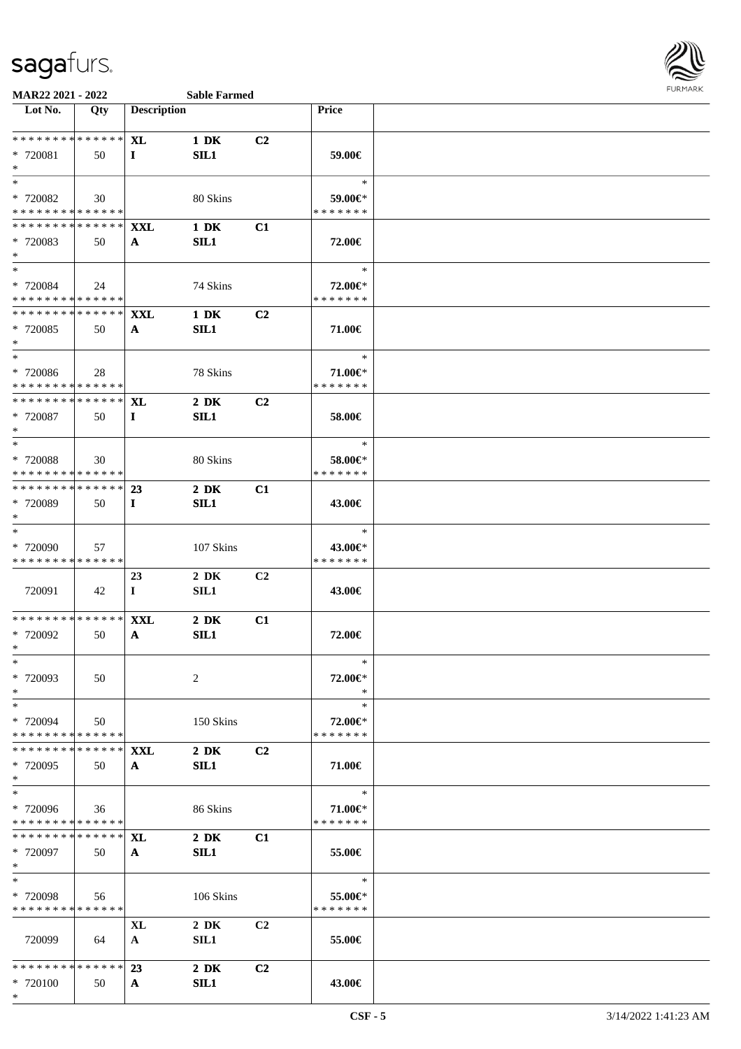**MAR22 2021 - 2022** **Sable Farmed**

| Lot No. | Qty | Description | | | Price |
|---|---|---|---|---|---|
| * * * * * * * * * * * * * * | | XL | 1 DK | C2 | |
| * 720081 | 50 | I | SIL1 | | 59.00€ |
| * | | | | | |
| * | | | | | * |
| * 720082 | 30 | | 80 Skins | | 59.00€* |
| * * * * * * * * * * * * * * | | | | | * * * * * * * |
| * * * * * * * * * * * * * * | | XXL | 1 DK | C1 | |
| * 720083 | 50 | A | SIL1 | | 72.00€ |
| * | | | | | |
| * | | | | | * |
| * 720084 | 24 | | 74 Skins | | 72.00€* |
| * * * * * * * * * * * * * * | | | | | * * * * * * * |
| * * * * * * * * * * * * * * | | XXL | 1 DK | C2 | |
| * 720085 | 50 | A | SIL1 | | 71.00€ |
| * | | | | | |
| * | | | | | * |
| * 720086 | 28 | | 78 Skins | | 71.00€* |
| * * * * * * * * * * * * * * | | | | | * * * * * * * |
| * * * * * * * * * * * * * * | | XL | 2 DK | C2 | |
| * 720087 | 50 | I | SIL1 | | 58.00€ |
| * | | | | | |
| * | | | | | * |
| * 720088 | 30 | | 80 Skins | | 58.00€* |
| * * * * * * * * * * * * * * | | | | | * * * * * * * |
| * * * * * * * * * * * * * * | | 23 | 2 DK | C1 | |
| * 720089 | 50 | I | SIL1 | | 43.00€ |
| * | | | | | |
| * | | | | | * |
| * 720090 | 57 | | 107 Skins | | 43.00€* |
| * * * * * * * * * * * * * * | | | | | * * * * * * * |
| | | 23 | 2 DK | C2 | |
| 720091 | 42 | I | SIL1 | | 43.00€ |
| * * * * * * * * * * * * * * | | XXL | 2 DK | C1 | |
| * 720092 | 50 | A | SIL1 | | 72.00€ |
| * | | | | | |
| * | | | | | * |
| * 720093 | 50 | | 2 | | 72.00€* |
| * | | | | | * |
| * | | | | | * |
| * 720094 | 50 | | 150 Skins | | 72.00€* |
| * * * * * * * * * * * * * * | | | | | * * * * * * * |
| * * * * * * * * * * * * * * | | XXL | 2 DK | C2 | |
| * 720095 | 50 | A | SIL1 | | 71.00€ |
| * | | | | | |
| * | | | | | * |
| * 720096 | 36 | | 86 Skins | | 71.00€* |
| * * * * * * * * * * * * * * | | | | | * * * * * * * |
| * * * * * * * * * * * * * * | | XL | 2 DK | C1 | |
| * 720097 | 50 | A | SIL1 | | 55.00€ |
| * | | | | | |
| * | | | | | * |
| * 720098 | 56 | | 106 Skins | | 55.00€* |
| * * * * * * * * * * * * * * | | | | | * * * * * * * |
| | | XL | 2 DK | C2 | |
| 720099 | 64 | A | SIL1 | | 55.00€ |
| * * * * * * * * * * * * * * | | 23 | 2 DK | C2 | |
| * 720100 | 50 | A | SIL1 | | 43.00€ |
| * | | | | | |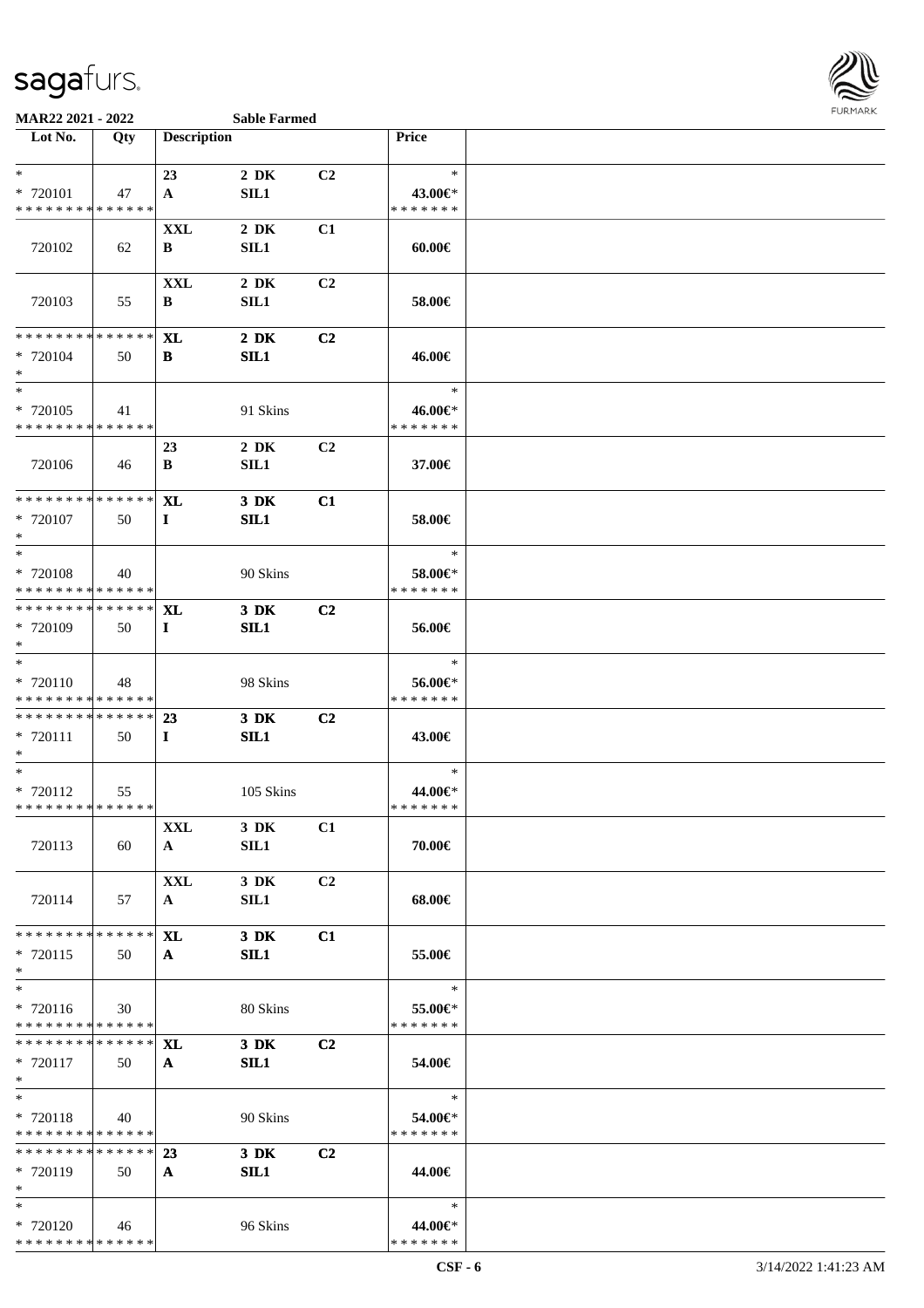**MAR22 2021 - 2022** **Sable Farmed**

| Lot No. | Qty | Description | | | Price |
|---|---|---|---|---|---|
| * | | 23 | 2 DK | C2 | * |
| * 720101 | 47 | A | SIL1 | | 43.00€* |
| * * * * * * * * * * * * * * | | | | | * * * * * * * |
| 720102 | 62 | XXL<br>B | 2 DK<br>SIL1 | C1 | 60.00€ |
| 720103 | 55 | XXL<br>B | 2 DK<br>SIL1 | C2 | 58.00€ |
| * * * * * * * * * * * * * * | | XL | 2 DK | C2 | |
| * 720104 | 50 | B | SIL1 | | 46.00€ |
| * | | | | | |
| * | | | | | * |
| * 720105 | 41 | | 91 Skins | | 46.00€* |
| * * * * * * * * * * * * * * | | | | | * * * * * * * |
| 720106 | 46 | 23<br>B | 2 DK<br>SIL1 | C2 | 37.00€ |
| * * * * * * * * * * * * * * | | XL | 3 DK | C1 | |
| * 720107 | 50 | I | SIL1 | | 58.00€ |
| * | | | | | |
| * | | | | | * |
| * 720108 | 40 | | 90 Skins | | 58.00€* |
| * * * * * * * * * * * * * * | | | | | * * * * * * * |
| * * * * * * * * * * * * * * | | XL | 3 DK | C2 | |
| * 720109 | 50 | I | SIL1 | | 56.00€ |
| * | | | | | |
| * | | | | | * |
| * 720110 | 48 | | 98 Skins | | 56.00€* |
| * * * * * * * * * * * * * * | | | | | * * * * * * * |
| * * * * * * * * * * * * * * | | 23 | 3 DK | C2 | |
| * 720111 | 50 | I | SIL1 | | 43.00€ |
| * | | | | | |
| * | | | | | * |
| * 720112 | 55 | | 105 Skins | | 44.00€* |
| * * * * * * * * * * * * * * | | | | | * * * * * * * |
| 720113 | 60 | XXL<br>A | 3 DK<br>SIL1 | C1 | 70.00€ |
| 720114 | 57 | XXL<br>A | 3 DK<br>SIL1 | C2 | 68.00€ |
| * * * * * * * * * * * * * * | | XL | 3 DK | C1 | |
| * 720115 | 50 | A | SIL1 | | 55.00€ |
| * | | | | | |
| * | | | | | * |
| * 720116 | 30 | | 80 Skins | | 55.00€* |
| * * * * * * * * * * * * * * | | | | | * * * * * * * |
| * * * * * * * * * * * * * * | | XL | 3 DK | C2 | |
| * 720117 | 50 | A | SIL1 | | 54.00€ |
| * | | | | | |
| * | | | | | * |
| * 720118 | 40 | | 90 Skins | | 54.00€* |
| * * * * * * * * * * * * * * | | | | | * * * * * * * |
| * * * * * * * * * * * * * * | | 23 | 3 DK | C2 | |
| * 720119 | 50 | A | SIL1 | | 44.00€ |
| * | | | | | |
| * | | | | | * |
| * 720120 | 46 | | 96 Skins | | 44.00€* |
| * * * * * * * * * * * * * * | | | | | * * * * * * * |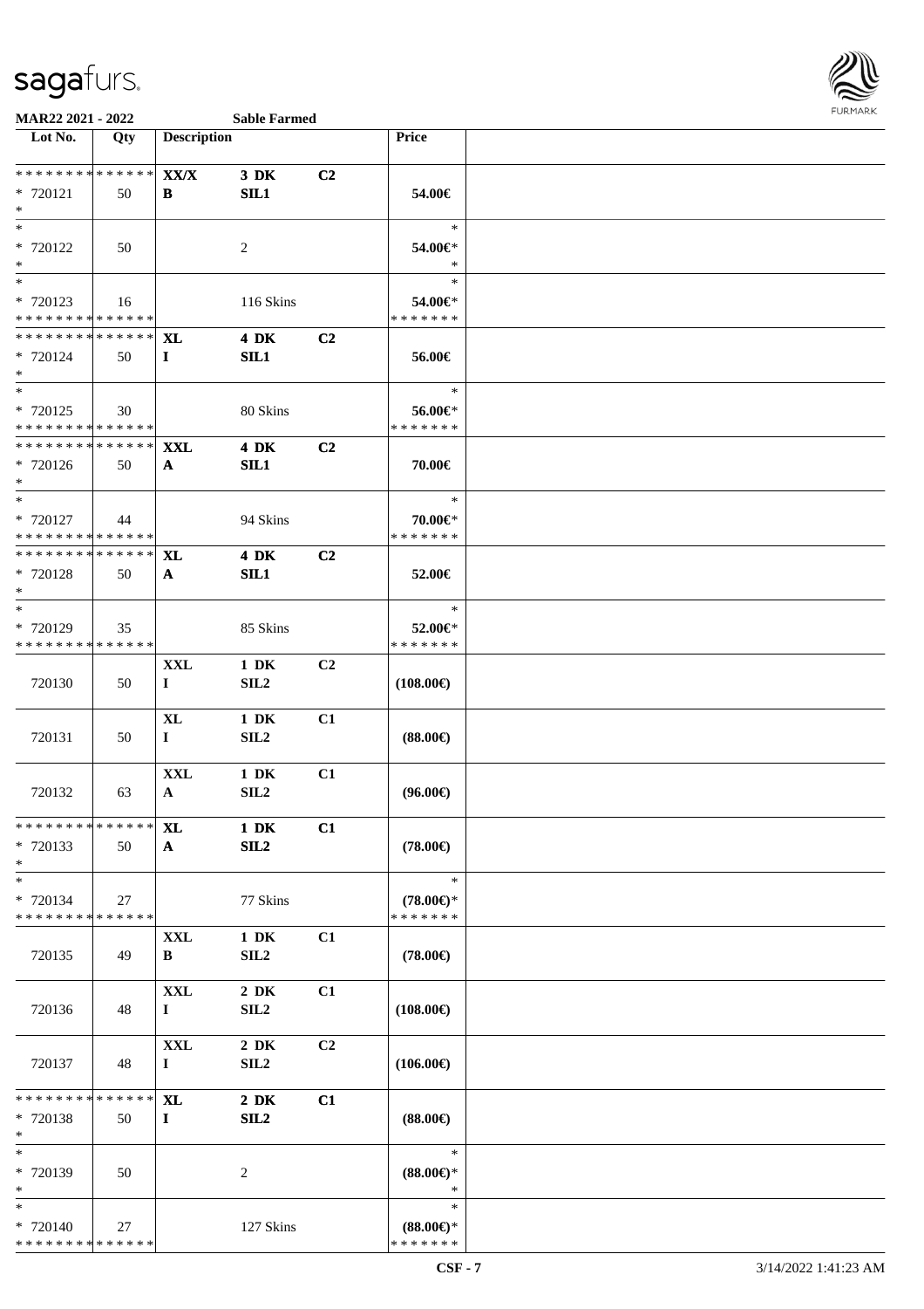**MAR22 2021 - 2022** **Sable Farmed**

| Lot No. | Qty | Description | | | Price |
|---|---|---|---|---|---|
| * * * * * * * * * * * * * * | | XX/X | 3 DK | C2 | |
| * 720121 | 50 | B | SIL1 | | 54.00€ |
| * | | | | | |
| * | | | | | * |
| * 720122 | 50 | | 2 | | 54.00€* |
| * | | | | | * |
| * | | | | | * |
| * 720123 | 16 | | 116 Skins | | 54.00€* |
| * * * * * * * * * * * * * * | | | | | * * * * * * * |
| * * * * * * * * * * * * * * | | XL | 4 DK | C2 | |
| * 720124 | 50 | I | SIL1 | | 56.00€ |
| * | | | | | |
| * | | | | | * |
| * 720125 | 30 | | 80 Skins | | 56.00€* |
| * * * * * * * * * * * * * * | | | | | * * * * * * * |
| * * * * * * * * * * * * * * | | XXL | 4 DK | C2 | |
| * 720126 | 50 | A | SIL1 | | 70.00€ |
| * | | | | | |
| * | | | | | * |
| * 720127 | 44 | | 94 Skins | | 70.00€* |
| * * * * * * * * * * * * * * | | | | | * * * * * * * |
| * * * * * * * * * * * * * * | | XL | 4 DK | C2 | |
| * 720128 | 50 | A | SIL1 | | 52.00€ |
| * | | | | | |
| * | | | | | * |
| * 720129 | 35 | | 85 Skins | | 52.00€* |
| * * * * * * * * * * * * * * | | | | | * * * * * * * |
| 720130 | 50 | XXL<br>I | 1 DK<br>SIL2 | C2 | (108.00€) |
| 720131 | 50 | XL<br>I | 1 DK<br>SIL2 | C1 | (88.00€) |
| 720132 | 63 | XXL<br>A | 1 DK<br>SIL2 | C1 | (96.00€) |
| * * * * * * * * * * * * * * | | XL | 1 DK | C1 | |
| * 720133 | 50 | A | SIL2 | | (78.00€) |
| * | | | | | |
| * | | | | | * |
| * 720134 | 27 | | 77 Skins | | (78.00€)* |
| * * * * * * * * * * * * * * | | | | | * * * * * * * |
| 720135 | 49 | XXL<br>B | 1 DK<br>SIL2 | C1 | (78.00€) |
| 720136 | 48 | XXL<br>I | 2 DK<br>SIL2 | C1 | (108.00€) |
| 720137 | 48 | XXL<br>I | 2 DK<br>SIL2 | C2 | (106.00€) |
| * * * * * * * * * * * * * * | | XL | 2 DK | C1 | |
| * 720138 | 50 | I | SIL2 | | (88.00€) |
| * | | | | | |
| * | | | | | * |
| * 720139 | 50 | | 2 | | (88.00€)* |
| * | | | | | * |
| * | | | | | * |
| * 720140 | 27 | | 127 Skins | | (88.00€)* |
| * * * * * * * * * * * * * * | | | | | * * * * * * * |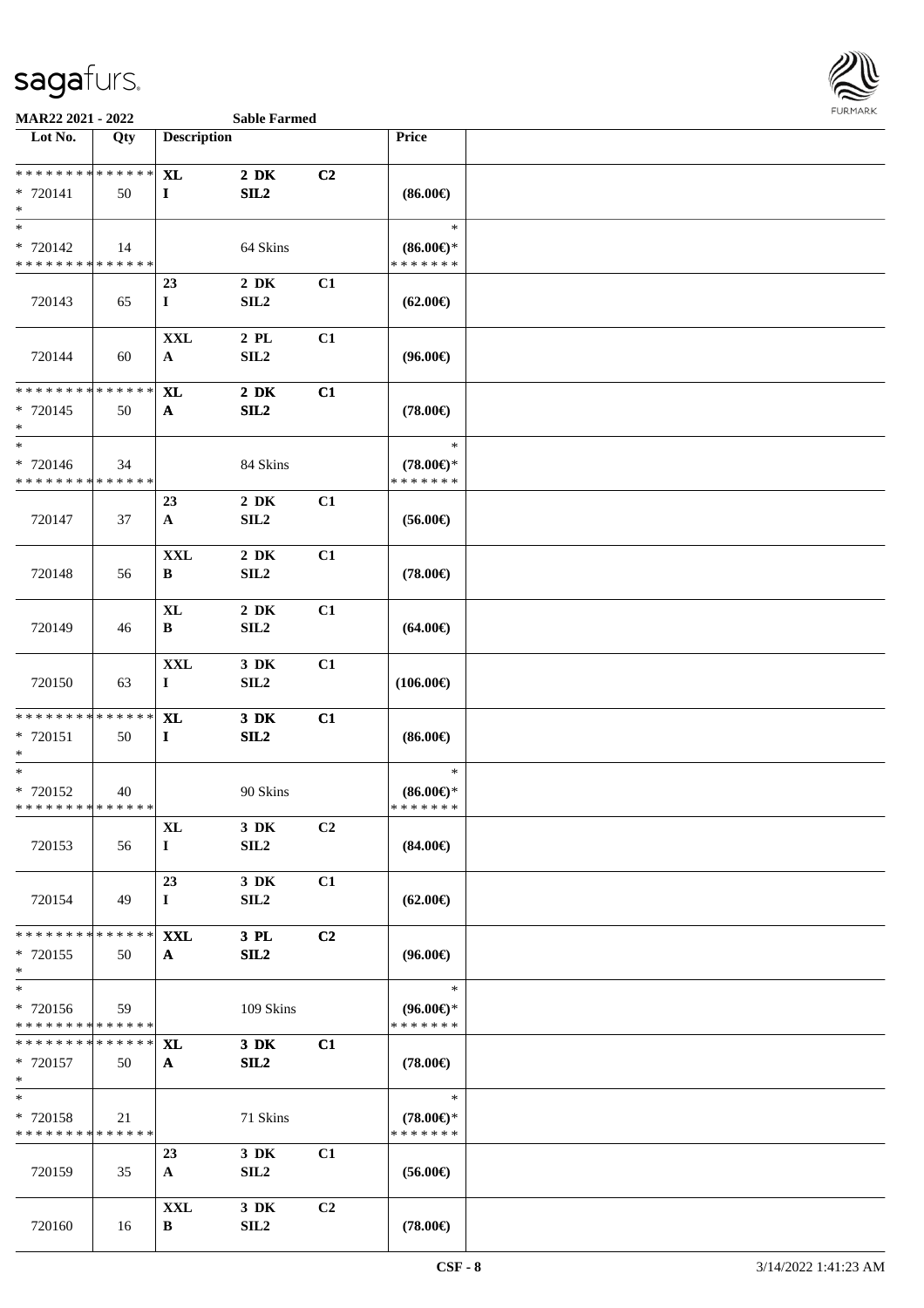**MAR22 2021 - 2022** **Sable Farmed**

| Lot No. | Qty | Description | | | Price | |
|---|---|---|---|---|---|---|
| * * * * * * * * * * * * * * | | **XL** | **2 DK** | **C2** | | |
| * 720141 | 50 | **I** | **SIL2** | | **(86.00€)** | |
| * | | | | | | |
| * | | | | | * | |
| * 720142 | 14 | | 64 Skins | | **(86.00€)*** | |
| * * * * * * * * * * * * * * | | | | | * * * * * * * | |
| | | **23** | **2 DK** | **C1** | | |
| 720143 | 65 | **I** | **SIL2** | | **(62.00€)** | |
| | | **XXL** | **2 PL** | **C1** | | |
| 720144 | 60 | **A** | **SIL2** | | **(96.00€)** | |
| * * * * * * * * * * * * * * | | **XL** | **2 DK** | **C1** | | |
| * 720145 | 50 | **A** | **SIL2** | | **(78.00€)** | |
| * | | | | | | |
| * | | | | | * | |
| * 720146 | 34 | | 84 Skins | | **(78.00€)*** | |
| * * * * * * * * * * * * * * | | | | | * * * * * * * | |
| | | **23** | **2 DK** | **C1** | | |
| 720147 | 37 | **A** | **SIL2** | | **(56.00€)** | |
| | | **XXL** | **2 DK** | **C1** | | |
| 720148 | 56 | **B** | **SIL2** | | **(78.00€)** | |
| | | **XL** | **2 DK** | **C1** | | |
| 720149 | 46 | **B** | **SIL2** | | **(64.00€)** | |
| | | **XXL** | **3 DK** | **C1** | | |
| 720150 | 63 | **I** | **SIL2** | | **(106.00€)** | |
| * * * * * * * * * * * * * * | | **XL** | **3 DK** | **C1** | | |
| * 720151 | 50 | **I** | **SIL2** | | **(86.00€)** | |
| * | | | | | | |
| * | | | | | * | |
| * 720152 | 40 | | 90 Skins | | **(86.00€)*** | |
| * * * * * * * * * * * * * * | | | | | * * * * * * * | |
| | | **XL** | **3 DK** | **C2** | | |
| 720153 | 56 | **I** | **SIL2** | | **(84.00€)** | |
| | | **23** | **3 DK** | **C1** | | |
| 720154 | 49 | **I** | **SIL2** | | **(62.00€)** | |
| * * * * * * * * * * * * * * | | **XXL** | **3 PL** | **C2** | | |
| * 720155 | 50 | **A** | **SIL2** | | **(96.00€)** | |
| * | | | | | | |
| * | | | | | * | |
| * 720156 | 59 | | 109 Skins | | **(96.00€)*** | |
| * * * * * * * * * * * * * * | | | | | * * * * * * * | |
| * * * * * * * * * * * * * * | | **XL** | **3 DK** | **C1** | | |
| * 720157 | 50 | **A** | **SIL2** | | **(78.00€)** | |
| * | | | | | | |
| * | | | | | * | |
| * 720158 | 21 | | 71 Skins | | **(78.00€)*** | |
| * * * * * * * * * * * * * * | | | | | * * * * * * * | |
| | | **23** | **3 DK** | **C1** | | |
| 720159 | 35 | **A** | **SIL2** | | **(56.00€)** | |
| | | **XXL** | **3 DK** | **C2** | | |
| 720160 | 16 | **B** | **SIL2** | | **(78.00€)** | |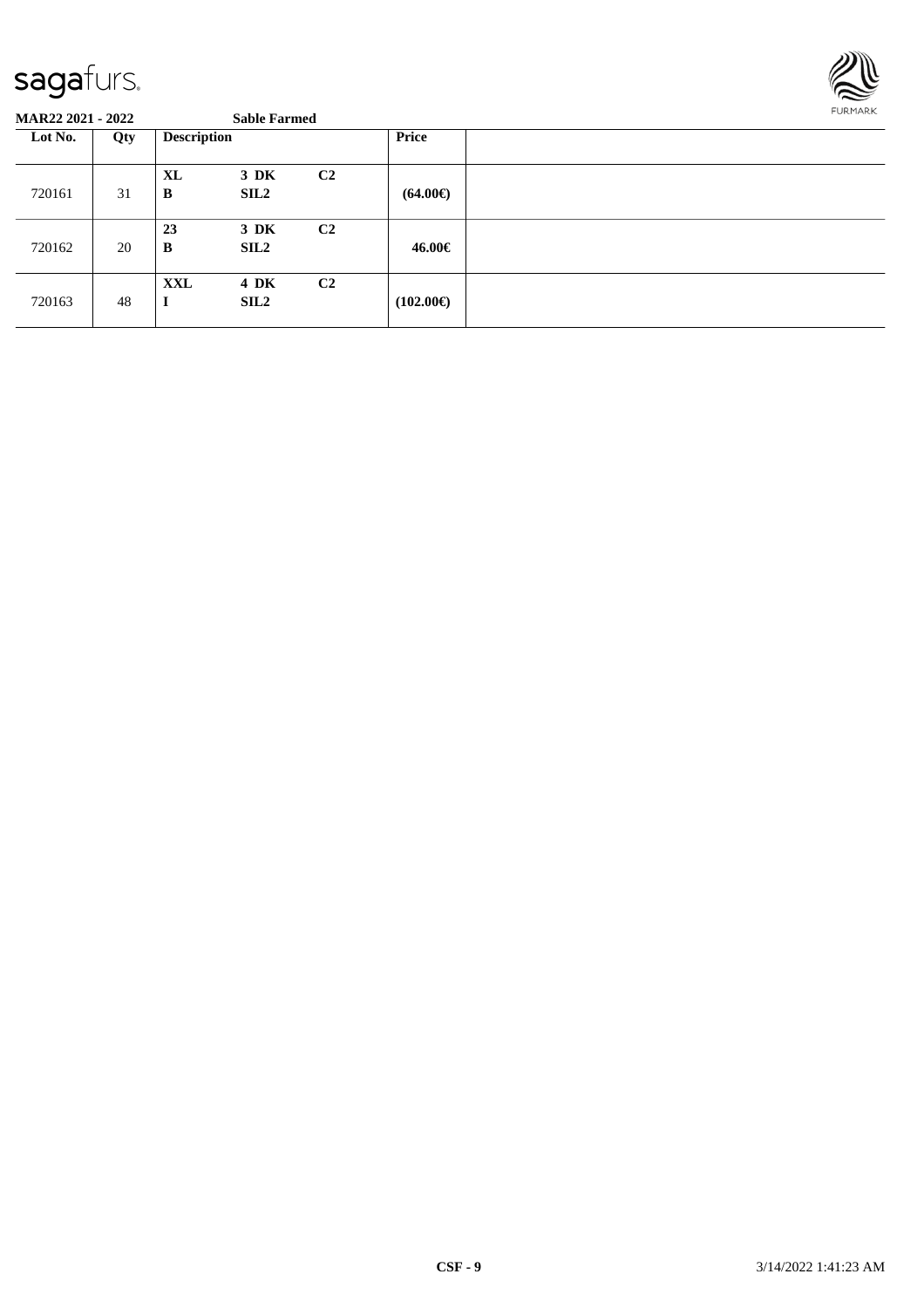**MAR22 2021 - 2022** **Sable Farmed**

| Lot No. | Qty | Description | | | Price | |
|---|---|---|---|---|---|---|
| 720161 | 31 | **XL** **B** | **3 DK** **SIL2** | **C2** | **(64.00€)** | |
| 720162 | 20 | **23** **B** | **3 DK** **SIL2** | **C2** | **46.00€** | |
| 720163 | 48 | **XXL** **I** | **4 DK** **SIL2** | **C2** | **(102.00€)** | |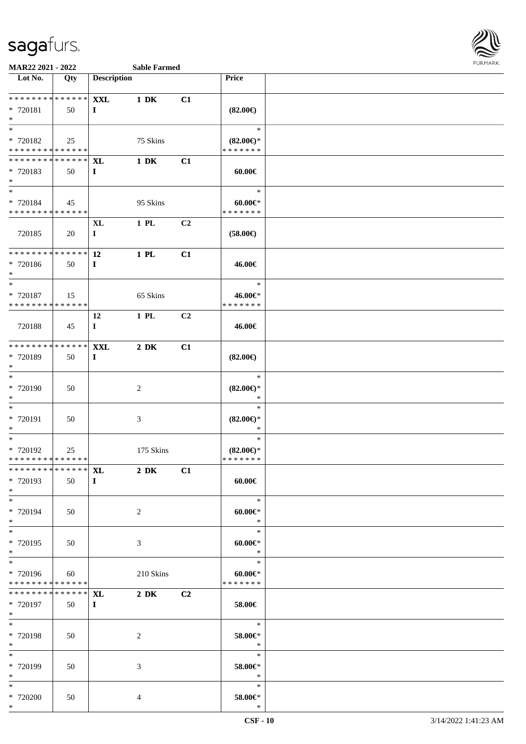MAR22 2021 - 2022 Sable Farmed

| Lot No. | Qty | Description | | | Price | |
|---|---|---|---|---|---|---|
| * * * * * * * * * * * * * * | | XXL | 1 DK | C1 | | |
| * 720181 | 50 | I | | | (82.00€) | |
| * | | | | | | |
| * | | | | | * | |
| * 720182 | 25 | | 75 Skins | | (82.00€)* | |
| * * * * * * * * * * * * * * | | | | | * * * * * * * | |
| * * * * * * * * * * * * * * | | XL | 1 DK | C1 | | |
| * 720183 | 50 | I | | | 60.00€ | |
| * | | | | | | |
| * | | | | | * | |
| * 720184 | 45 | | 95 Skins | | 60.00€* | |
| * * * * * * * * * * * * * * | | | | | * * * * * * * | |
| | | XL | 1 PL | C2 | | |
| 720185 | 20 | I | | | (58.00€) | |
| * * * * * * * * * * * * * * | | 12 | 1 PL | C1 | | |
| * 720186 | 50 | I | | | 46.00€ | |
| * | | | | | | |
| * | | | | | * | |
| * 720187 | 15 | | 65 Skins | | 46.00€* | |
| * * * * * * * * * * * * * * | | | | | * * * * * * * | |
| | | 12 | 1 PL | C2 | | |
| 720188 | 45 | I | | | 46.00€ | |
| * * * * * * * * * * * * * * | | XXL | 2 DK | C1 | | |
| * 720189 | 50 | I | | | (82.00€) | |
| * | | | | | | |
| * | | | | | * | |
| * 720190 | 50 | | 2 | | (82.00€)* | |
| * | | | | | * | |
| * | | | | | * | |
| * 720191 | 50 | | 3 | | (82.00€)* | |
| * | | | | | * | |
| * | | | | | * | |
| * 720192 | 25 | | 175 Skins | | (82.00€)* | |
| * * * * * * * * * * * * * * | | | | | * * * * * * * | |
| * * * * * * * * * * * * * * | | XL | 2 DK | C1 | | |
| * 720193 | 50 | I | | | 60.00€ | |
| * | | | | | | |
| * | | | | | * | |
| * 720194 | 50 | | 2 | | 60.00€* | |
| * | | | | | * | |
| * | | | | | * | |
| * 720195 | 50 | | 3 | | 60.00€* | |
| * | | | | | * | |
| * | | | | | * | |
| * 720196 | 60 | | 210 Skins | | 60.00€* | |
| * * * * * * * * * * * * * * | | | | | * * * * * * * | |
| * * * * * * * * * * * * * * | | XL | 2 DK | C2 | | |
| * 720197 | 50 | I | | | 58.00€ | |
| * | | | | | | |
| * | | | | | * | |
| * 720198 | 50 | | 2 | | 58.00€* | |
| * | | | | | * | |
| * | | | | | * | |
| * 720199 | 50 | | 3 | | 58.00€* | |
| * | | | | | * | |
| * | | | | | * | |
| * 720200 | 50 | | 4 | | 58.00€* | |
| * | | | | | * | |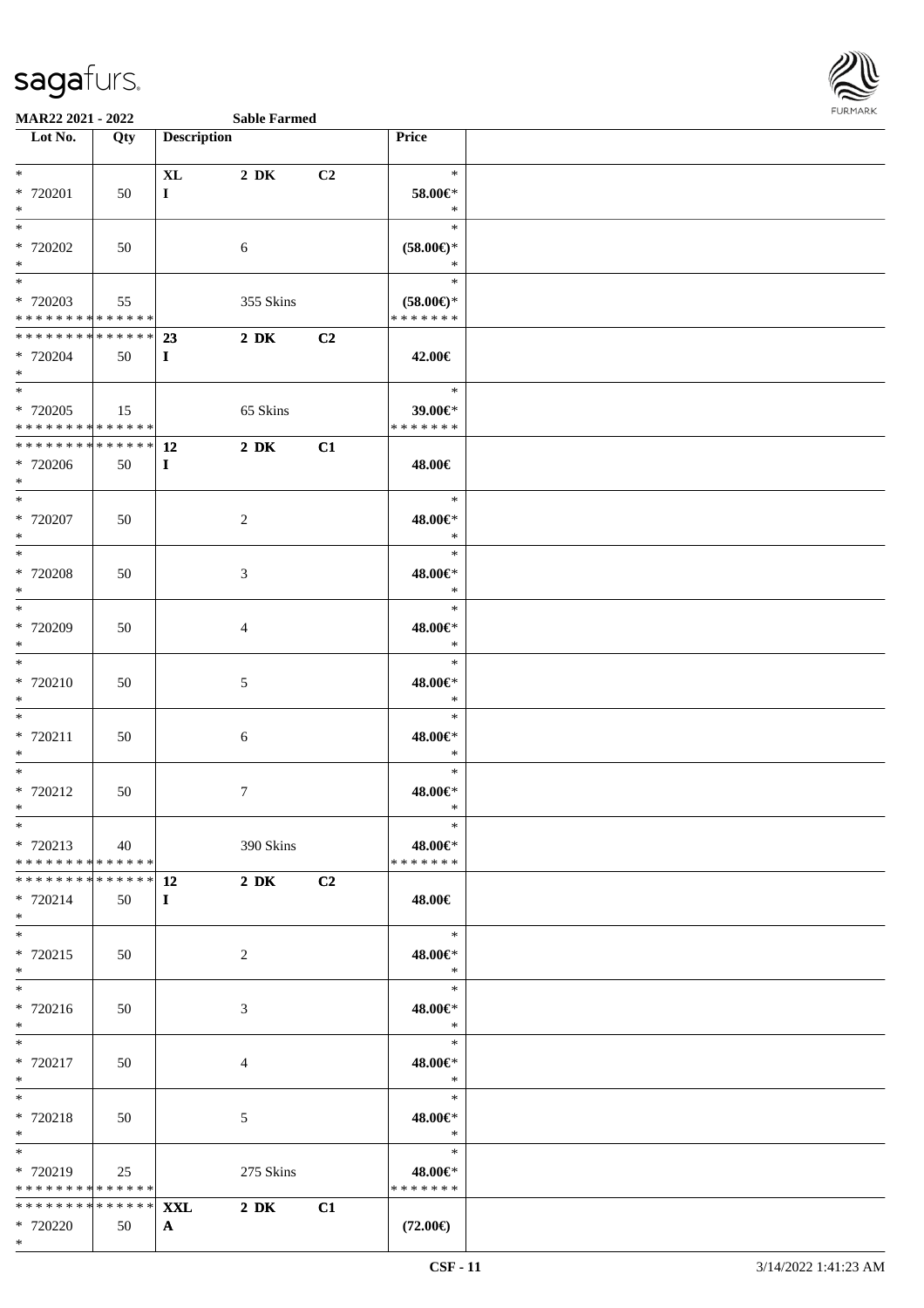**MAR22 2021 - 2022** **Sable Farmed**

| Lot No. | Qty | Description | | | Price |
|---|---|---|---|---|---|
| * | | XL | 2 DK | C2 | * |
| * 720201 | 50 | I | | | 58.00€* |
| * | | | | | * |
| * | | | | | * |
| * 720202 | 50 | | 6 | | (58.00€)* |
| * | | | | | * |
| * | | | | | * |
| * 720203 | 55 | | 355 Skins | | (58.00€)* |
| * * * * * * * * * * * * * * | | | | | * * * * * * * |
| * * * * * * * * * * * * * * | | 23 | 2 DK | C2 | |
| * 720204 | 50 | I | | | 42.00€ |
| * | | | | | |
| * | | | | | * |
| * 720205 | 15 | | 65 Skins | | 39.00€* |
| * * * * * * * * * * * * * * | | | | | * * * * * * * |
| * * * * * * * * * * * * * * | | 12 | 2 DK | C1 | |
| * 720206 | 50 | I | | | 48.00€ |
| * | | | | | |
| * | | | | | * |
| * 720207 | 50 | | 2 | | 48.00€* |
| * | | | | | * |
| * | | | | | * |
| * 720208 | 50 | | 3 | | 48.00€* |
| * | | | | | * |
| * | | | | | * |
| * 720209 | 50 | | 4 | | 48.00€* |
| * | | | | | * |
| * | | | | | * |
| * 720210 | 50 | | 5 | | 48.00€* |
| * | | | | | * |
| * | | | | | * |
| * 720211 | 50 | | 6 | | 48.00€* |
| * | | | | | * |
| * | | | | | * |
| * 720212 | 50 | | 7 | | 48.00€* |
| * | | | | | * |
| * | | | | | * |
| * 720213 | 40 | | 390 Skins | | 48.00€* |
| * * * * * * * * * * * * * * | | | | | * * * * * * * |
| * * * * * * * * * * * * * * | | 12 | 2 DK | C2 | |
| * 720214 | 50 | I | | | 48.00€ |
| * | | | | | |
| * | | | | | * |
| * 720215 | 50 | | 2 | | 48.00€* |
| * | | | | | * |
| * | | | | | * |
| * 720216 | 50 | | 3 | | 48.00€* |
| * | | | | | * |
| * | | | | | * |
| * 720217 | 50 | | 4 | | 48.00€* |
| * | | | | | * |
| * | | | | | * |
| * 720218 | 50 | | 5 | | 48.00€* |
| * | | | | | * |
| * | | | | | * |
| * 720219 | 25 | | 275 Skins | | 48.00€* |
| * * * * * * * * * * * * * * | | | | | * * * * * * * |
| * * * * * * * * * * * * * * | | XXL | 2 DK | C1 | |
| * 720220 | 50 | A | | | (72.00€) |
| * | | | | | |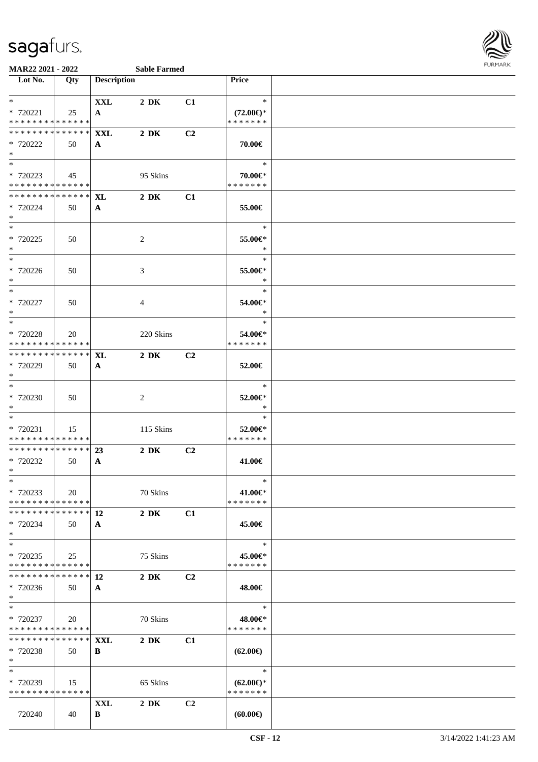**MAR22 2021 - 2022** **Sable Farmed**

| Lot No. | Qty | Description | | | Price | |
|---|---|---|---|---|---|---|
| * | | **XXL** | **2 DK** | **C1** | * | |
| * 720221 | 25 | **A** | | | **(72.00€)*** | |
| * * * * * * * * * * * * * * | | | | | * * * * * * * | |
| * * * * * * * * * * * * * * | | **XXL** | **2 DK** | **C2** | | |
| * 720222 | 50 | **A** | | | **70.00€** | |
| * | | | | | | |
| * | | | | | * | |
| * 720223 | 45 | | 95 Skins | | **70.00€*** | |
| * * * * * * * * * * * * * * | | | | | * * * * * * * | |
| * * * * * * * * * * * * * * | | **XL** | **2 DK** | **C1** | | |
| * 720224 | 50 | **A** | | | **55.00€** | |
| * | | | | | | |
| * | | | | | * | |
| * 720225 | 50 | | 2 | | **55.00€*** | |
| * | | | | | * | |
| * | | | | | * | |
| * 720226 | 50 | | 3 | | **55.00€*** | |
| * | | | | | * | |
| * | | | | | * | |
| * 720227 | 50 | | 4 | | **54.00€*** | |
| * | | | | | * | |
| * | | | | | * | |
| * 720228 | 20 | | 220 Skins | | **54.00€*** | |
| * * * * * * * * * * * * * * | | | | | * * * * * * * | |
| * * * * * * * * * * * * * * | | **XL** | **2 DK** | **C2** | | |
| * 720229 | 50 | **A** | | | **52.00€** | |
| * | | | | | | |
| * | | | | | * | |
| * 720230 | 50 | | 2 | | **52.00€*** | |
| * | | | | | * | |
| * | | | | | * | |
| * 720231 | 15 | | 115 Skins | | **52.00€*** | |
| * * * * * * * * * * * * * * | | | | | * * * * * * * | |
| * * * * * * * * * * * * * * | | **23** | **2 DK** | **C2** | | |
| * 720232 | 50 | **A** | | | **41.00€** | |
| * | | | | | | |
| * | | | | | * | |
| * 720233 | 20 | | 70 Skins | | **41.00€*** | |
| * * * * * * * * * * * * * * | | | | | * * * * * * * | |
| * * * * * * * * * * * * * * | | **12** | **2 DK** | **C1** | | |
| * 720234 | 50 | **A** | | | **45.00€** | |
| * | | | | | | |
| * | | | | | * | |
| * 720235 | 25 | | 75 Skins | | **45.00€*** | |
| * * * * * * * * * * * * * * | | | | | * * * * * * * | |
| * * * * * * * * * * * * * * | | **12** | **2 DK** | **C2** | | |
| * 720236 | 50 | **A** | | | **48.00€** | |
| * | | | | | | |
| * | | | | | * | |
| * 720237 | 20 | | 70 Skins | | **48.00€*** | |
| * * * * * * * * * * * * * * | | | | | * * * * * * * | |
| * * * * * * * * * * * * * * | | **XXL** | **2 DK** | **C1** | | |
| * 720238 | 50 | **B** | | | **(62.00€)** | |
| * | | | | | | |
| * | | | | | * | |
| * 720239 | 15 | | 65 Skins | | **(62.00€)*** | |
| * * * * * * * * * * * * * * | | | | | * * * * * * * | |
| | | **XXL** | **2 DK** | **C2** | | |
| 720240 | 40 | **B** | | | **(60.00€)** | |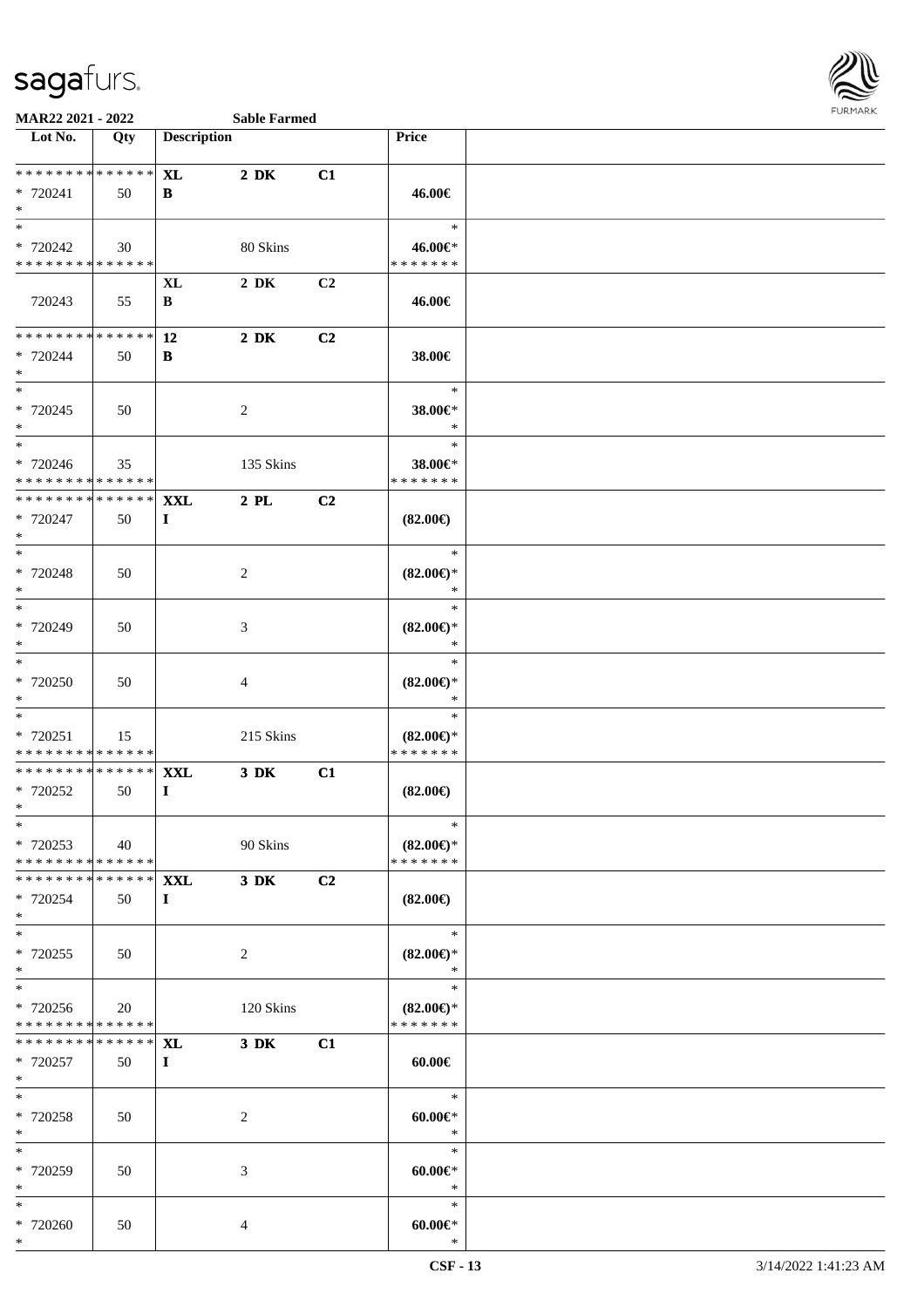**MAR22 2021 - 2022** **Sable Farmed**

| Lot No. | Qty | Description | | | Price | |
|---|---|---|---|---|---|---|
| * * * * * * * * * * * * * * | | XL | 2 DK | C1 | | |
| * 720241 | 50 | B | | | 46.00€ | |
| * | | | | | | |
| * | | | | | * | |
| * 720242 | 30 | | 80 Skins | | 46.00€* | |
| * * * * * * * * * * * * * * | | | | | * * * * * * * | |
| | | XL | 2 DK | C2 | | |
| 720243 | 55 | B | | | 46.00€ | |
| * * * * * * * * * * * * * * | | 12 | 2 DK | C2 | | |
| * 720244 | 50 | B | | | 38.00€ | |
| * | | | | | | |
| * | | | | | * | |
| * 720245 | 50 | | 2 | | 38.00€* | |
| * | | | | | * | |
| * | | | | | * | |
| * 720246 | 35 | | 135 Skins | | 38.00€* | |
| * * * * * * * * * * * * * * | | | | | * * * * * * * | |
| * * * * * * * * * * * * * * | | XXL | 2 PL | C2 | | |
| * 720247 | 50 | I | | | (82.00€) | |
| * | | | | | | |
| * | | | | | * | |
| * 720248 | 50 | | 2 | | (82.00€)* | |
| * | | | | | * | |
| * | | | | | * | |
| * 720249 | 50 | | 3 | | (82.00€)* | |
| * | | | | | * | |
| * | | | | | * | |
| * 720250 | 50 | | 4 | | (82.00€)* | |
| * | | | | | * | |
| * | | | | | * | |
| * 720251 | 15 | | 215 Skins | | (82.00€)* | |
| * * * * * * * * * * * * * * | | | | | * * * * * * * | |
| * * * * * * * * * * * * * * | | XXL | 3 DK | C1 | | |
| * 720252 | 50 | I | | | (82.00€) | |
| * | | | | | | |
| * | | | | | * | |
| * 720253 | 40 | | 90 Skins | | (82.00€)* | |
| * * * * * * * * * * * * * * | | | | | * * * * * * * | |
| * * * * * * * * * * * * * * | | XXL | 3 DK | C2 | | |
| * 720254 | 50 | I | | | (82.00€) | |
| * | | | | | | |
| * | | | | | * | |
| * 720255 | 50 | | 2 | | (82.00€)* | |
| * | | | | | * | |
| * | | | | | * | |
| * 720256 | 20 | | 120 Skins | | (82.00€)* | |
| * * * * * * * * * * * * * * | | | | | * * * * * * * | |
| * * * * * * * * * * * * * * | | XL | 3 DK | C1 | | |
| * 720257 | 50 | I | | | 60.00€ | |
| * | | | | | | |
| * | | | | | * | |
| * 720258 | 50 | | 2 | | 60.00€* | |
| * | | | | | * | |
| * | | | | | * | |
| * 720259 | 50 | | 3 | | 60.00€* | |
| * | | | | | * | |
| * | | | | | * | |
| * 720260 | 50 | | 4 | | 60.00€* | |
| * | | | | | * | |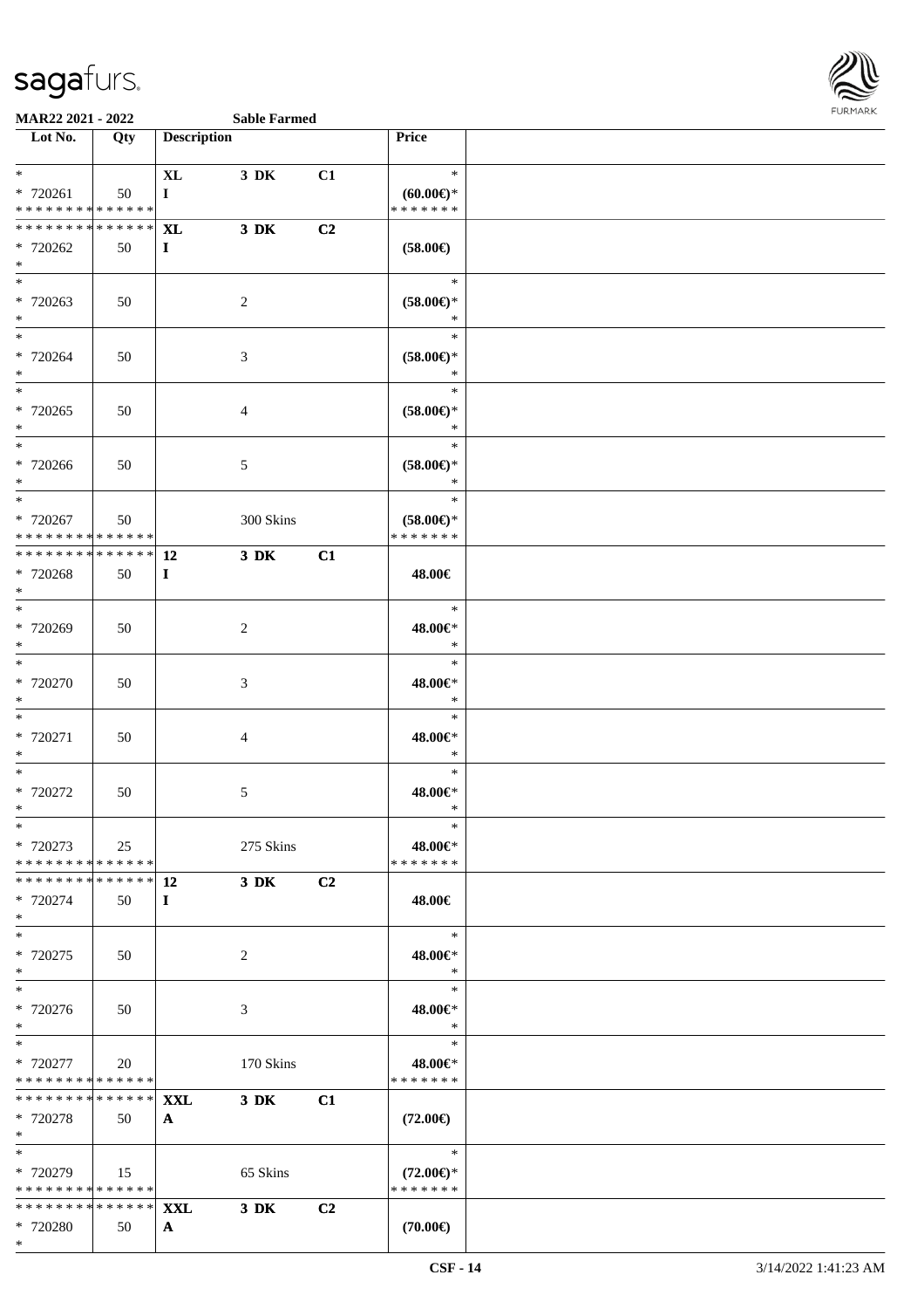**MAR22 2021 - 2022** **Sable Farmed**

| Lot No. | Qty | Description | | | Price | |
|---|---|---|---|---|---|---|
| * | | XL | 3 DK | C1 | * | |
| * 720261 | 50 | I | | | (60.00€)* | |
| * * * * * * * * * * * * * * | | | | | * * * * * * * | |
| * * * * * * * * * * * * * * | | XL | 3 DK | C2 | | |
| * 720262 | 50 | I | | | (58.00€) | |
| * | | | | | | |
| * | | | | | * | |
| * 720263 | 50 | | 2 | | (58.00€)* | |
| * | | | | | * | |
| * | | | | | * | |
| * 720264 | 50 | | 3 | | (58.00€)* | |
| * | | | | | * | |
| * | | | | | * | |
| * 720265 | 50 | | 4 | | (58.00€)* | |
| * | | | | | * | |
| * | | | | | * | |
| * 720266 | 50 | | 5 | | (58.00€)* | |
| * | | | | | * | |
| * | | | | | * | |
| * 720267 | 50 | | 300 Skins | | (58.00€)* | |
| * * * * * * * * * * * * * * | | | | | * * * * * * * | |
| * * * * * * * * * * * * * * | | 12 | 3 DK | C1 | | |
| * 720268 | 50 | I | | | 48.00€ | |
| * | | | | | | |
| * | | | | | * | |
| * 720269 | 50 | | 2 | | 48.00€* | |
| * | | | | | * | |
| * | | | | | * | |
| * 720270 | 50 | | 3 | | 48.00€* | |
| * | | | | | * | |
| * | | | | | * | |
| * 720271 | 50 | | 4 | | 48.00€* | |
| * | | | | | * | |
| * | | | | | * | |
| * 720272 | 50 | | 5 | | 48.00€* | |
| * | | | | | * | |
| * | | | | | * | |
| * 720273 | 25 | | 275 Skins | | 48.00€* | |
| * * * * * * * * * * * * * * | | | | | * * * * * * * | |
| * * * * * * * * * * * * * * | | 12 | 3 DK | C2 | | |
| * 720274 | 50 | I | | | 48.00€ | |
| * | | | | | | |
| * | | | | | * | |
| * 720275 | 50 | | 2 | | 48.00€* | |
| * | | | | | * | |
| * | | | | | * | |
| * 720276 | 50 | | 3 | | 48.00€* | |
| * | | | | | * | |
| * | | | | | * | |
| * 720277 | 20 | | 170 Skins | | 48.00€* | |
| * * * * * * * * * * * * * * | | | | | * * * * * * * | |
| * * * * * * * * * * * * * * | | XXL | 3 DK | C1 | | |
| * 720278 | 50 | A | | | (72.00€) | |
| * | | | | | | |
| * | | | | | * | |
| * 720279 | 15 | | 65 Skins | | (72.00€)* | |
| * * * * * * * * * * * * * * | | | | | * * * * * * * | |
| * * * * * * * * * * * * * * | | XXL | 3 DK | C2 | | |
| * 720280 | 50 | A | | | (70.00€) | |
| * | | | | | | |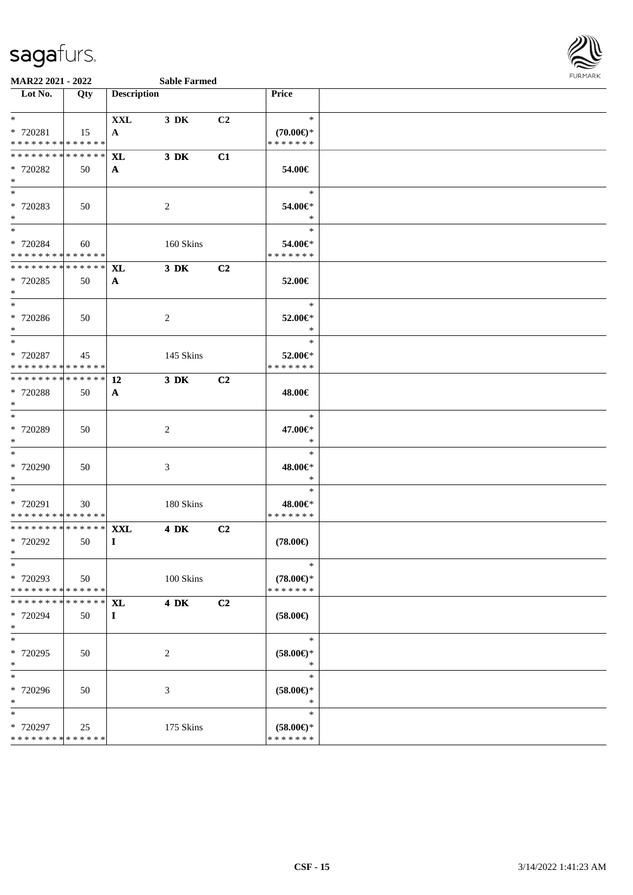MAR22 2021 - 2022 Sable Farmed

| Lot No. | Qty | Description | | | Price |
|---|---|---|---|---|---|
| * <br> * 720281 <br> * * * * * * * * * * * * * * | 15 | XXL <br> A | 3 DK | C2 | * <br> (70.00€)* <br> * * * * * * * |
| * * * * * * * * * * * * * * <br> * 720282 <br> * | 50 | XL <br> A | 3 DK | C1 | 54.00€ |
| * <br> * 720283 <br> * | 50 | | 2 | | * <br> 54.00€* <br> * |
| * <br> * 720284 <br> * * * * * * * * * * * * * * | 60 | | 160 Skins | | * <br> 54.00€* <br> * * * * * * * |
| * * * * * * * * * * * * * * <br> * 720285 <br> * | 50 | XL <br> A | 3 DK | C2 | 52.00€ |
| * <br> * 720286 <br> * | 50 | | 2 | | * <br> 52.00€* <br> * |
| * <br> * 720287 <br> * * * * * * * * * * * * * * | 45 | | 145 Skins | | * <br> 52.00€* <br> * * * * * * * |
| * * * * * * * * * * * * * * <br> * 720288 <br> * | 50 | 12 <br> A | 3 DK | C2 | 48.00€ |
| * <br> * 720289 <br> * | 50 | | 2 | | * <br> 47.00€* <br> * |
| * <br> * 720290 <br> * | 50 | | 3 | | * <br> 48.00€* <br> * |
| * <br> * 720291 <br> * * * * * * * * * * * * * * | 30 | | 180 Skins | | * <br> 48.00€* <br> * * * * * * * |
| * * * * * * * * * * * * * * <br> * 720292 <br> * | 50 | XXL <br> I | 4 DK | C2 | (78.00€) |
| * <br> * 720293 <br> * * * * * * * * * * * * * * | 50 | | 100 Skins | | * <br> (78.00€)* <br> * * * * * * * |
| * * * * * * * * * * * * * * <br> * 720294 <br> * | 50 | XL <br> I | 4 DK | C2 | (58.00€) |
| * <br> * 720295 <br> * | 50 | | 2 | | * <br> (58.00€)* <br> * |
| * <br> * 720296 <br> * | 50 | | 3 | | * <br> (58.00€)* <br> * |
| * <br> * 720297 <br> * * * * * * * * * * * * * * | 25 | | 175 Skins | | * <br> (58.00€)* <br> * * * * * * * |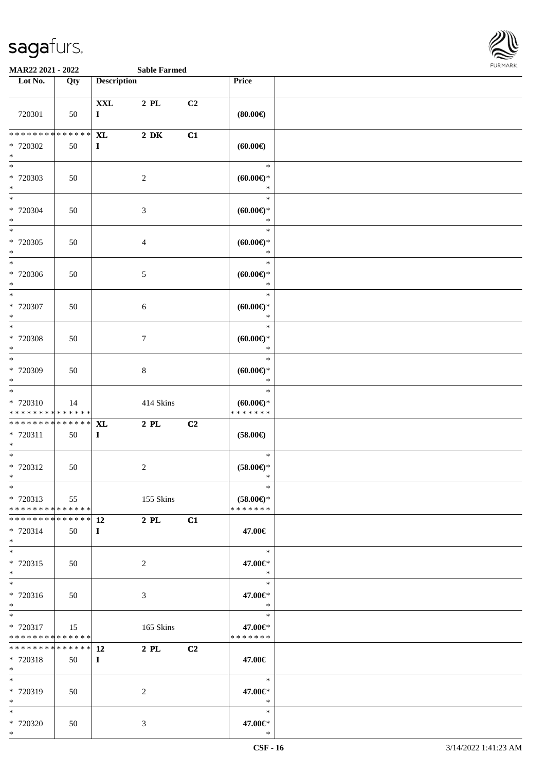| Lot No. | Qty | Description | | | Price | |
|---|---|---|---|---|---|---|
| 720301 | 50 | XXL<br>I | 2 PL | C2 | (80.00€) | |
| * * * * * * * * * * * * * *<br>* 720302<br>* | 50 | XL<br>I | 2 DK | C1 | (60.00€) | |
| *<br>* 720303<br>* | 50 | | 2 | | *<br>(60.00€)*<br>* | |
| *<br>* 720304<br>* | 50 | | 3 | | *<br>(60.00€)*<br>* | |
| *<br>* 720305<br>* | 50 | | 4 | | *<br>(60.00€)*<br>* | |
| *<br>* 720306<br>* | 50 | | 5 | | *<br>(60.00€)*<br>* | |
| *<br>* 720307<br>* | 50 | | 6 | | *<br>(60.00€)*<br>* | |
| *<br>* 720308<br>* | 50 | | 7 | | *<br>(60.00€)*<br>* | |
| *<br>* 720309<br>* | 50 | | 8 | | *<br>(60.00€)*<br>* | |
| *<br>* 720310<br>* * * * * * * * * * * * * * | 14 | | 414 Skins | | *<br>(60.00€)*<br>* * * * * * * | |
| * * * * * * * * * * * * * *<br>* 720311<br>* | 50 | XL<br>I | 2 PL | C2 | (58.00€) | |
| *<br>* 720312<br>* | 50 | | 2 | | *<br>(58.00€)*<br>* | |
| *<br>* 720313<br>* * * * * * * * * * * * * * | 55 | | 155 Skins | | *<br>(58.00€)*<br>* * * * * * * | |
| * * * * * * * * * * * * * *<br>* 720314<br>* | 50 | 12<br>I | 2 PL | C1 | 47.00€ | |
| *<br>* 720315<br>* | 50 | | 2 | | *<br>47.00€*<br>* | |
| *<br>* 720316<br>* | 50 | | 3 | | *<br>47.00€*<br>* | |
| *<br>* 720317<br>* * * * * * * * * * * * * * | 15 | | 165 Skins | | *<br>47.00€*<br>* * * * * * * | |
| * * * * * * * * * * * * * *<br>* 720318<br>* | 50 | 12<br>I | 2 PL | C2 | 47.00€ | |
| *<br>* 720319<br>* | 50 | | 2 | | *<br>47.00€*<br>* | |
| *<br>* 720320<br>* | 50 | | 3 | | *<br>47.00€*<br>* | |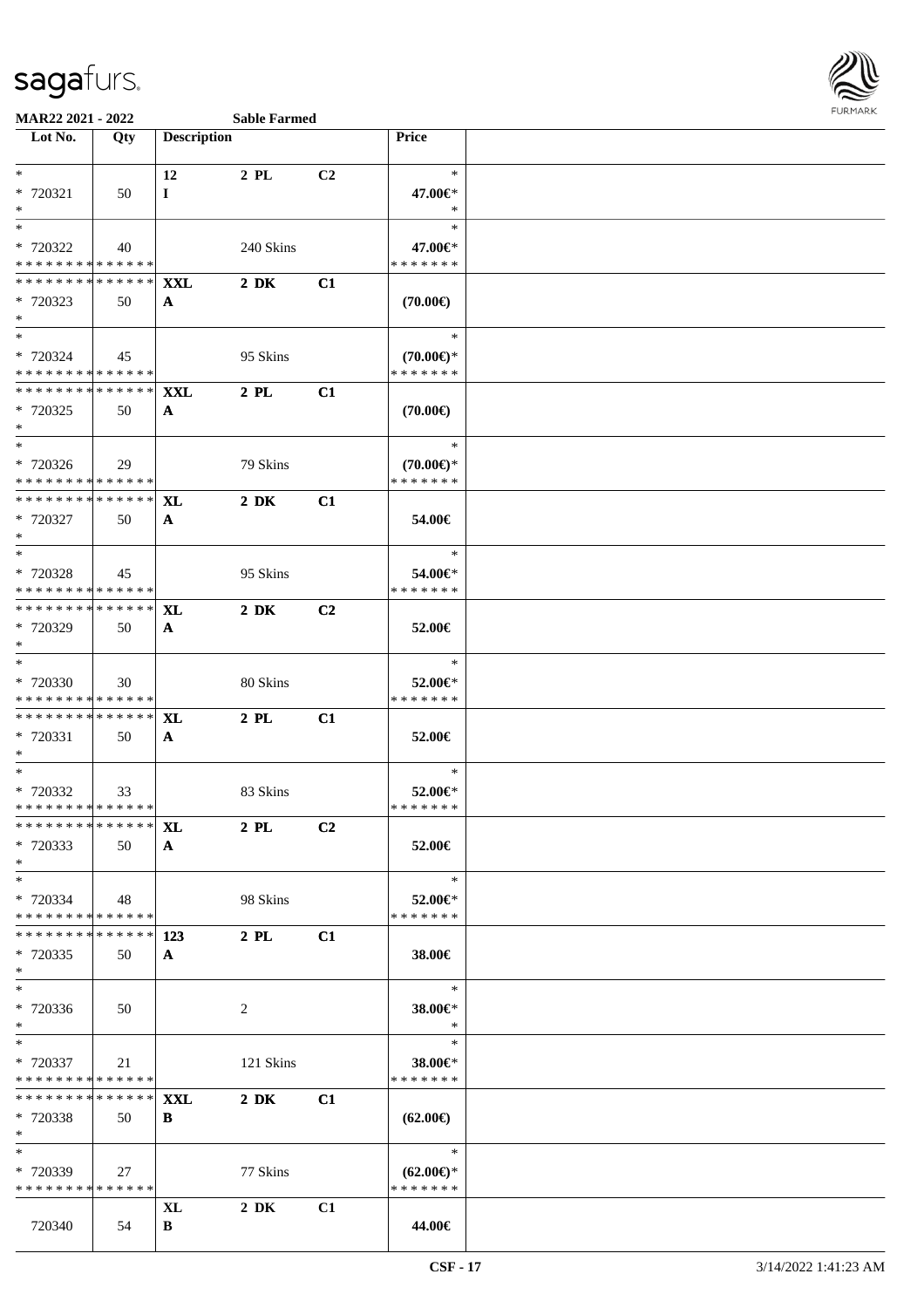**MAR22 2021 - 2022** **Sable Farmed**

| Lot No. | Qty | Description | | | Price |
|---|---|---|---|---|---|
| * | | 12 | 2 PL | C2 | * |
| * 720321 | 50 | I | | | 47.00€* |
| * | | | | | * |
| * | | | | | * |
| * 720322 | 40 | | 240 Skins | | 47.00€* |
| * * * * * * * * * * * * * * | | | | | * * * * * * * |
| * * * * * * * * * * * * * * | | XXL | 2 DK | C1 | |
| * 720323 | 50 | A | | | (70.00€) |
| * | | | | | |
| * | | | | | * |
| * 720324 | 45 | | 95 Skins | | (70.00€)* |
| * * * * * * * * * * * * * * | | | | | * * * * * * * |
| * * * * * * * * * * * * * * | | XXL | 2 PL | C1 | |
| * 720325 | 50 | A | | | (70.00€) |
| * | | | | | |
| * | | | | | * |
| * 720326 | 29 | | 79 Skins | | (70.00€)* |
| * * * * * * * * * * * * * * | | | | | * * * * * * * |
| * * * * * * * * * * * * * * | | XL | 2 DK | C1 | |
| * 720327 | 50 | A | | | 54.00€ |
| * | | | | | |
| * | | | | | * |
| * 720328 | 45 | | 95 Skins | | 54.00€* |
| * * * * * * * * * * * * * * | | | | | * * * * * * * |
| * * * * * * * * * * * * * * | | XL | 2 DK | C2 | |
| * 720329 | 50 | A | | | 52.00€ |
| * | | | | | |
| * | | | | | * |
| * 720330 | 30 | | 80 Skins | | 52.00€* |
| * * * * * * * * * * * * * * | | | | | * * * * * * * |
| * * * * * * * * * * * * * * | | XL | 2 PL | C1 | |
| * 720331 | 50 | A | | | 52.00€ |
| * | | | | | |
| * | | | | | * |
| * 720332 | 33 | | 83 Skins | | 52.00€* |
| * * * * * * * * * * * * * * | | | | | * * * * * * * |
| * * * * * * * * * * * * * * | | XL | 2 PL | C2 | |
| * 720333 | 50 | A | | | 52.00€ |
| * | | | | | |
| * | | | | | * |
| * 720334 | 48 | | 98 Skins | | 52.00€* |
| * * * * * * * * * * * * * * | | | | | * * * * * * * |
| * * * * * * * * * * * * * * | | 123 | 2 PL | C1 | |
| * 720335 | 50 | A | | | 38.00€ |
| * | | | | | |
| * | | | | | * |
| * 720336 | 50 | | 2 | | 38.00€* |
| * | | | | | * |
| * | | | | | * |
| * 720337 | 21 | | 121 Skins | | 38.00€* |
| * * * * * * * * * * * * * * | | | | | * * * * * * * |
| * * * * * * * * * * * * * * | | XXL | 2 DK | C1 | |
| * 720338 | 50 | B | | | (62.00€) |
| * | | | | | |
| * | | | | | * |
| * 720339 | 27 | | 77 Skins | | (62.00€)* |
| * * * * * * * * * * * * * * | | | | | * * * * * * * |
| | | XL | 2 DK | C1 | |
| 720340 | 54 | B | | | 44.00€ |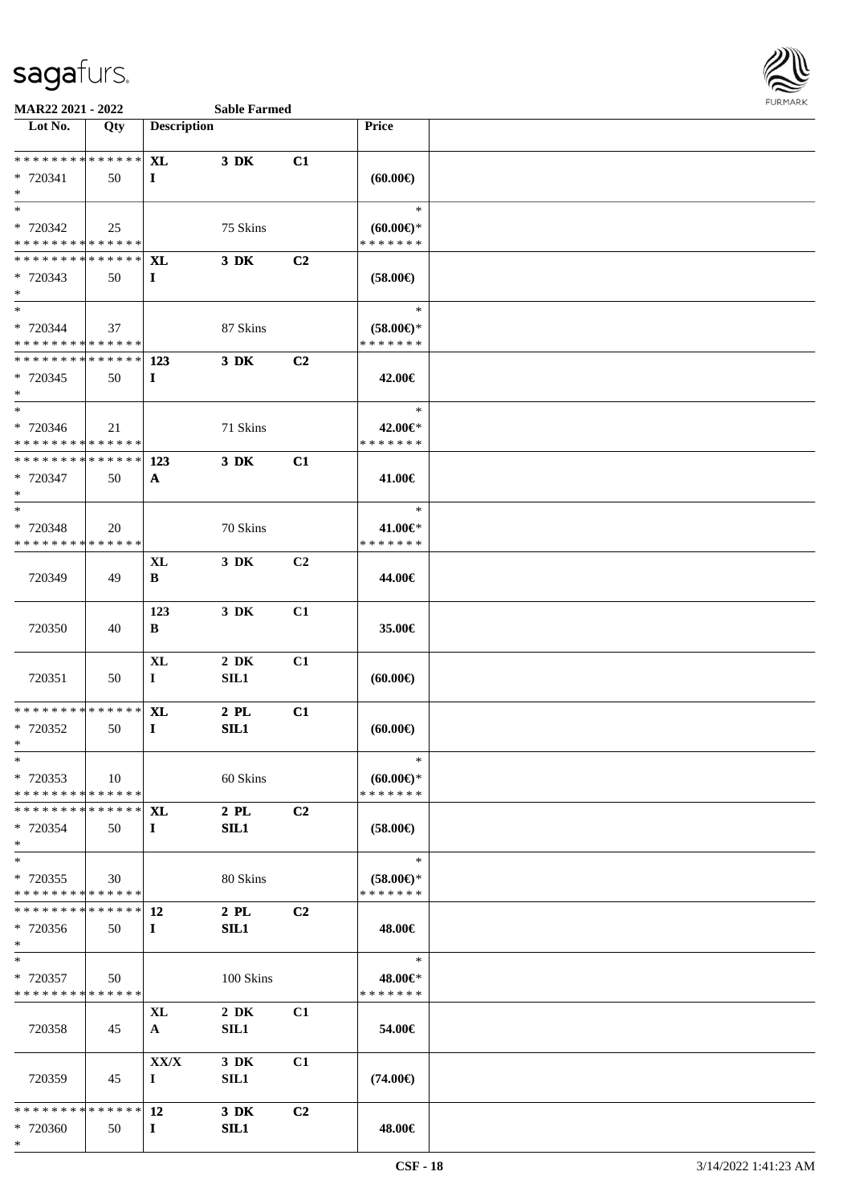**MAR22 2021 - 2022** **Sable Farmed**

| Lot No. | Qty | Description | | | Price | |
|---|---|---|---|---|---|---|
| * * * * * * * * * * * * * * | | **XL** | **3 DK** | **C1** | | |
| * 720341 | 50 | **I** | | | **(60.00€)** | |
| * | | | | | | |
| * | | | | | * | |
| * 720342 | 25 | | 75 Skins | | **(60.00€)*** | |
| * * * * * * * * * * * * * * | | | | | * * * * * * * | |
| * * * * * * * * * * * * * * | | **XL** | **3 DK** | **C2** | | |
| * 720343 | 50 | **I** | | | **(58.00€)** | |
| * | | | | | | |
| * | | | | | * | |
| * 720344 | 37 | | 87 Skins | | **(58.00€)*** | |
| * * * * * * * * * * * * * * | | | | | * * * * * * * | |
| * * * * * * * * * * * * * * | | **123** | **3 DK** | **C2** | | |
| * 720345 | 50 | **I** | | | **42.00€** | |
| * | | | | | | |
| * | | | | | * | |
| * 720346 | 21 | | 71 Skins | | **42.00€*** | |
| * * * * * * * * * * * * * * | | | | | * * * * * * * | |
| * * * * * * * * * * * * * * | | **123** | **3 DK** | **C1** | | |
| * 720347 | 50 | **A** | | | **41.00€** | |
| * | | | | | | |
| * | | | | | * | |
| * 720348 | 20 | | 70 Skins | | **41.00€*** | |
| * * * * * * * * * * * * * * | | | | | * * * * * * * | |
| 720349 | 49 | **XL** **B** | **3 DK** | **C2** | **44.00€** | |
| 720350 | 40 | **123** **B** | **3 DK** | **C1** | **35.00€** | |
| 720351 | 50 | **XL** **I** | **2 DK** **SIL1** | **C1** | **(60.00€)** | |
| * * * * * * * * * * * * * * | | **XL** | **2 PL** | **C1** | | |
| * 720352 | 50 | **I** | **SIL1** | | **(60.00€)** | |
| * | | | | | | |
| * | | | | | * | |
| * 720353 | 10 | | 60 Skins | | **(60.00€)*** | |
| * * * * * * * * * * * * * * | | | | | * * * * * * * | |
| * * * * * * * * * * * * * * | | **XL** | **2 PL** | **C2** | | |
| * 720354 | 50 | **I** | **SIL1** | | **(58.00€)** | |
| * | | | | | | |
| * | | | | | * | |
| * 720355 | 30 | | 80 Skins | | **(58.00€)*** | |
| * * * * * * * * * * * * * * | | | | | * * * * * * * | |
| * * * * * * * * * * * * * * | | **12** | **2 PL** | **C2** | | |
| * 720356 | 50 | **I** | **SIL1** | | **48.00€** | |
| * | | | | | | |
| * | | | | | * | |
| * 720357 | 50 | | 100 Skins | | **48.00€*** | |
| * * * * * * * * * * * * * * | | | | | * * * * * * * | |
| 720358 | 45 | **XL** **A** | **2 DK** **SIL1** | **C1** | **54.00€** | |
| 720359 | 45 | **XX/X** **I** | **3 DK** **SIL1** | **C1** | **(74.00€)** | |
| * * * * * * * * * * * * * * | | **12** | **3 DK** | **C2** | | |
| * 720360 | 50 | **I** | **SIL1** | | **48.00€** | |
| * | | | | | | |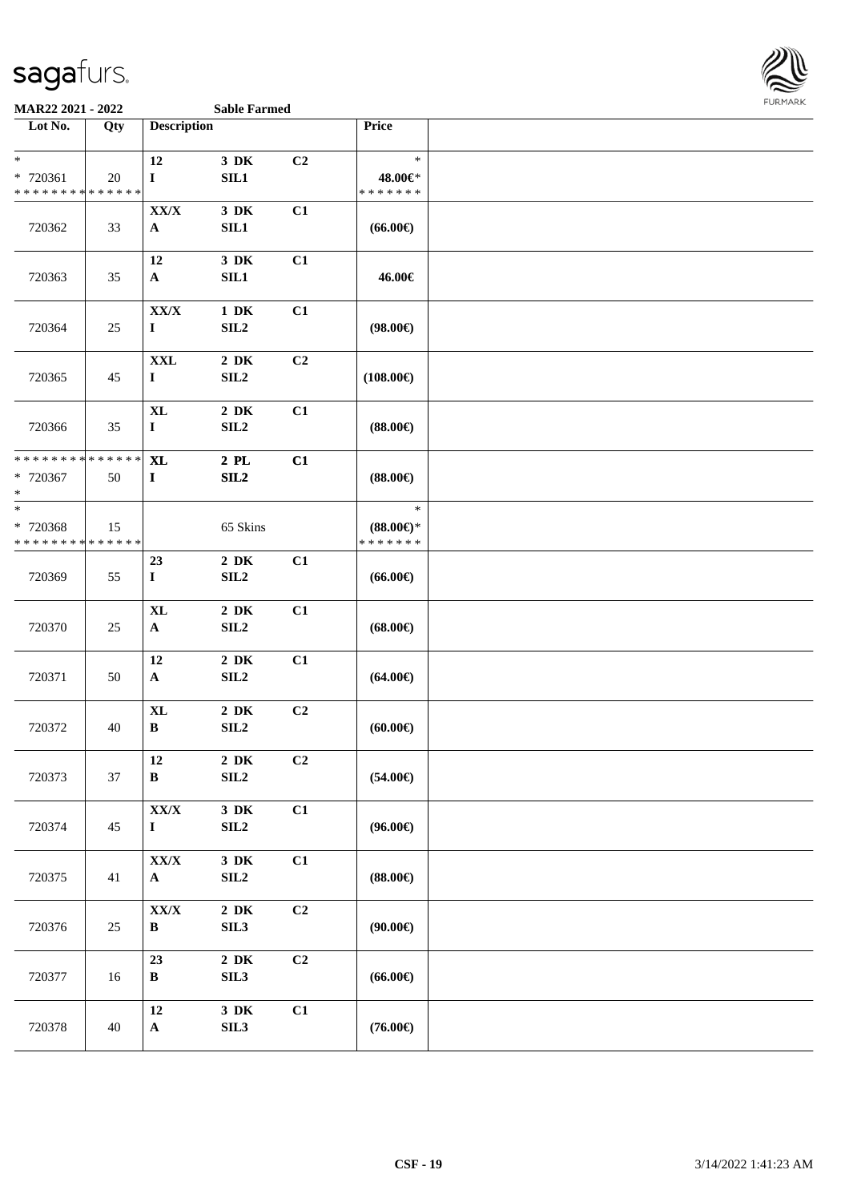MAR22 2021 - 2022 Sable Farmed

| Lot No. | Qty | Description | | | Price | |
|---|---|---|---|---|---|---|
| *<br>* 720361<br>* * * * * * * * * * * * * * | 20 | 12<br>I | 3 DK<br>SIL1 | C2 | *<br>48.00€*<br>* * * * * * * | |
| 720362 | 33 | XX/X<br>A | 3 DK<br>SIL1 | C1 | (66.00€) | |
| 720363 | 35 | 12<br>A | 3 DK<br>SIL1 | C1 | 46.00€ | |
| 720364 | 25 | XX/X<br>I | 1 DK<br>SIL2 | C1 | (98.00€) | |
| 720365 | 45 | XXL<br>I | 2 DK<br>SIL2 | C2 | (108.00€) | |
| 720366 | 35 | XL<br>I | 2 DK<br>SIL2 | C1 | (88.00€) | |
| * * * * * * * * * * * * * *<br>* 720367<br>* | 50 | XL<br>I | 2 PL<br>SIL2 | C1 | (88.00€) | |
| *<br>* 720368<br>* * * * * * * * * * * * * * | 15 | | 65 Skins | | *<br>(88.00€)*<br>* * * * * * * | |
| 720369 | 55 | 23<br>I | 2 DK<br>SIL2 | C1 | (66.00€) | |
| 720370 | 25 | XL<br>A | 2 DK<br>SIL2 | C1 | (68.00€) | |
| 720371 | 50 | 12<br>A | 2 DK<br>SIL2 | C1 | (64.00€) | |
| 720372 | 40 | XL<br>B | 2 DK<br>SIL2 | C2 | (60.00€) | |
| 720373 | 37 | 12<br>B | 2 DK<br>SIL2 | C2 | (54.00€) | |
| 720374 | 45 | XX/X<br>I | 3 DK<br>SIL2 | C1 | (96.00€) | |
| 720375 | 41 | XX/X<br>A | 3 DK<br>SIL2 | C1 | (88.00€) | |
| 720376 | 25 | XX/X<br>B | 2 DK<br>SIL3 | C2 | (90.00€) | |
| 720377 | 16 | 23<br>B | 2 DK<br>SIL3 | C2 | (66.00€) | |
| 720378 | 40 | 12<br>A | 3 DK<br>SIL3 | C1 | (76.00€) | |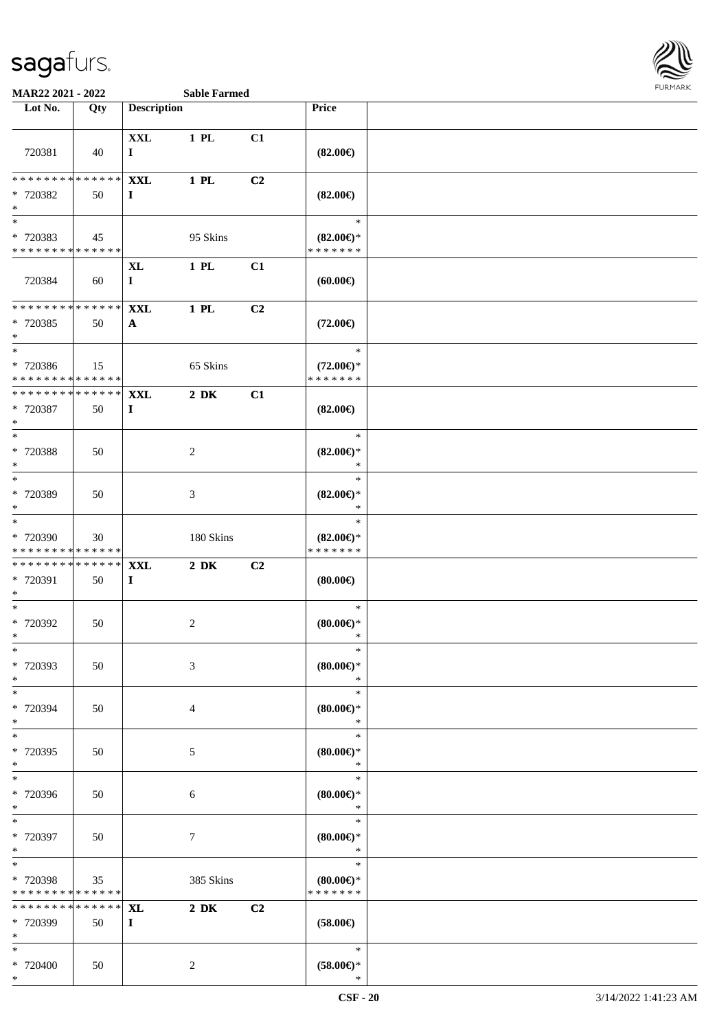MAR22 2021 - 2022 Sable Farmed

| Lot No. | Qty | Description | | | Price | |
|---|---|---|---|---|---|---|
| 720381 | 40 | XXL I | 1 PL | C1 | (82.00€) | |
| * * * * * * * * * * * * * * * 720382 * | 50 | XXL I | 1 PL | C2 | (82.00€) | |
| * * 720383 * * * * * * * * * * * * * * | 45 | | 95 Skins | | * (82.00€)* * * * * * * * | |
| 720384 | 60 | XL I | 1 PL | C1 | (60.00€) | |
| * * * * * * * * * * * * * * * 720385 * | 50 | XXL A | 1 PL | C2 | (72.00€) | |
| * * 720386 * * * * * * * * * * * * * * | 15 | | 65 Skins | | * (72.00€)* * * * * * * * | |
| * * * * * * * * * * * * * * * 720387 * | 50 | XXL I | 2 DK | C1 | (82.00€) | |
| * * 720388 * | 50 | | 2 | | * (82.00€)* * | |
| * * 720389 * | 50 | | 3 | | * (82.00€)* * | |
| * * 720390 * * * * * * * * * * * * * * | 30 | | 180 Skins | | * (82.00€)* * * * * * * * | |
| * * * * * * * * * * * * * * * 720391 * | 50 | XXL I | 2 DK | C2 | (80.00€) | |
| * * 720392 * | 50 | | 2 | | * (80.00€)* * | |
| * * 720393 * | 50 | | 3 | | * (80.00€)* * | |
| * * 720394 * | 50 | | 4 | | * (80.00€)* * | |
| * * 720395 * | 50 | | 5 | | * (80.00€)* * | |
| * * 720396 * | 50 | | 6 | | * (80.00€)* * | |
| * * 720397 * | 50 | | 7 | | * (80.00€)* * | |
| * * 720398 * * * * * * * * * * * * * * | 35 | | 385 Skins | | * (80.00€)* * * * * * * * | |
| * * * * * * * * * * * * * * * 720399 * | 50 | XL I | 2 DK | C2 | (58.00€) | |
| * * 720400 * | 50 | | 2 | | * (58.00€)* * | |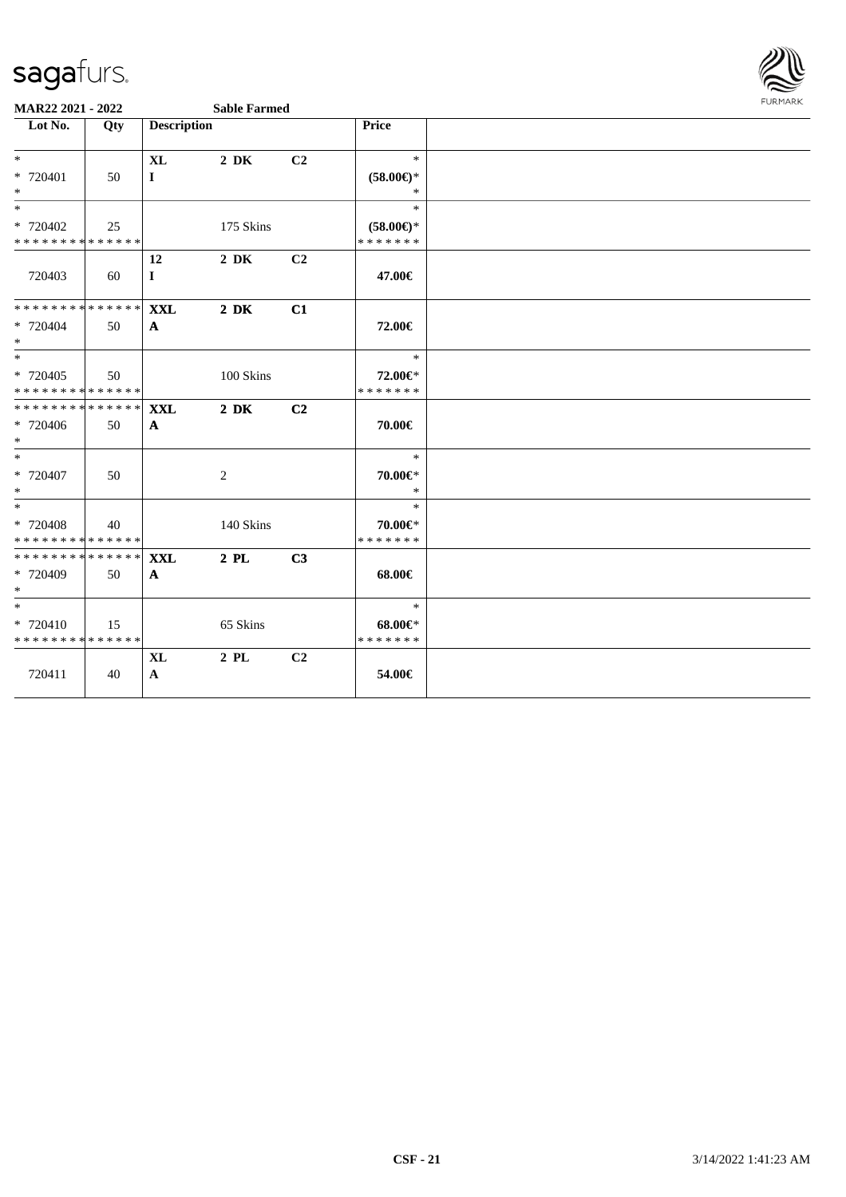MAR22 2021 - 2022 Sable Farmed

| Lot No. | Qty | Description | | | Price | |
|---|---|---|---|---|---|---|
| * <br> * 720401 <br> * | 50 | XL <br> I | 2 DK | C2 | * <br> (58.00€)* <br> * | |
| * <br> * 720402 <br> * * * * * * * * * * * * * * | 25 | | 175 Skins | | * <br> (58.00€)* <br> * * * * * * * | |
| 720403 | 60 | 12 <br> I | 2 DK | C2 | 47.00€ | |
| * * * * * * * * * * * * * * <br> * 720404 <br> * | 50 | XXL <br> A | 2 DK | C1 | 72.00€ | |
| * <br> * 720405 <br> * * * * * * * * * * * * * * | 50 | | 100 Skins | | * <br> 72.00€* <br> * * * * * * * | |
| * * * * * * * * * * * * * * <br> * 720406 <br> * | 50 | XXL <br> A | 2 DK | C2 | 70.00€ | |
| * <br> * 720407 <br> * | 50 | | 2 | | * <br> 70.00€* <br> * | |
| * <br> * 720408 <br> * * * * * * * * * * * * * * | 40 | | 140 Skins | | * <br> 70.00€* <br> * * * * * * * | |
| * * * * * * * * * * * * * * <br> * 720409 <br> * | 50 | XXL <br> A | 2 PL | C3 | 68.00€ | |
| * <br> * 720410 <br> * * * * * * * * * * * * * * | 15 | | 65 Skins | | * <br> 68.00€* <br> * * * * * * * | |
| 720411 | 40 | XL <br> A | 2 PL | C2 | 54.00€ | |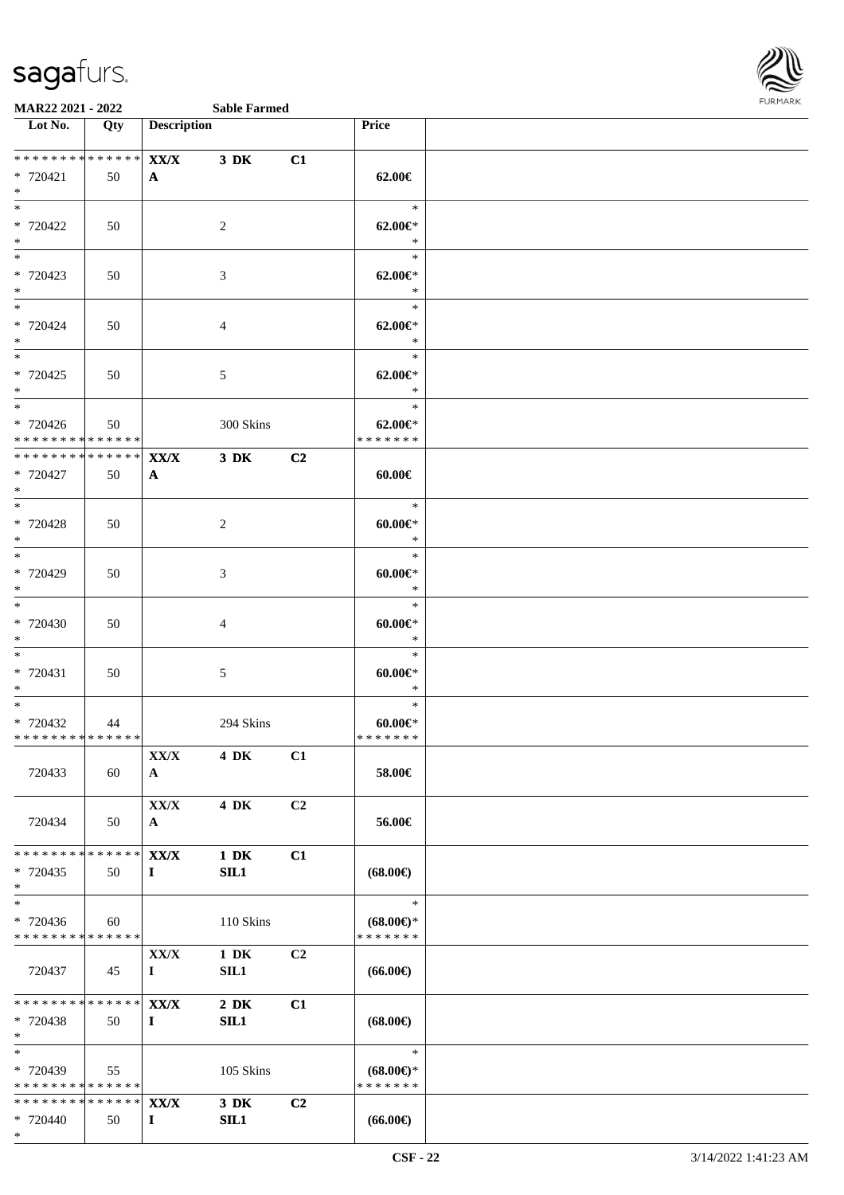**MAR22 2021 - 2022** **Sable Farmed**

| Lot No. | Qty | Description | | | Price | |
|---|---|---|---|---|---|---|
| * * * * * * * * * * * * * * | | **XX/X** | **3 DK** | **C1** | | |
| * 720421 | 50 | **A** | | | **62.00€** | |
| * | | | | | | |
| * | | | | | * | |
| * 720422 | 50 | | 2 | | **62.00€*** | |
| * | | | | | * | |
| * | | | | | * | |
| * 720423 | 50 | | 3 | | **62.00€*** | |
| * | | | | | * | |
| * | | | | | * | |
| * 720424 | 50 | | 4 | | **62.00€*** | |
| * | | | | | * | |
| * | | | | | * | |
| * 720425 | 50 | | 5 | | **62.00€*** | |
| * | | | | | * | |
| * | | | | | * | |
| * 720426 | 50 | | 300 Skins | | **62.00€*** | |
| * * * * * * * * * * * * * * | | | | | * * * * * * * | |
| * * * * * * * * * * * * * * | | **XX/X** | **3 DK** | **C2** | | |
| * 720427 | 50 | **A** | | | **60.00€** | |
| * | | | | | | |
| * | | | | | * | |
| * 720428 | 50 | | 2 | | **60.00€*** | |
| * | | | | | * | |
| * | | | | | * | |
| * 720429 | 50 | | 3 | | **60.00€*** | |
| * | | | | | * | |
| * | | | | | * | |
| * 720430 | 50 | | 4 | | **60.00€*** | |
| * | | | | | * | |
| * | | | | | * | |
| * 720431 | 50 | | 5 | | **60.00€*** | |
| * | | | | | * | |
| * | | | | | * | |
| * 720432 | 44 | | 294 Skins | | **60.00€*** | |
| * * * * * * * * * * * * * * | | | | | * * * * * * * | |
| | | **XX/X** | **4 DK** | **C1** | | |
| 720433 | 60 | **A** | | | **58.00€** | |
| | | **XX/X** | **4 DK** | **C2** | | |
| 720434 | 50 | **A** | | | **56.00€** | |
| * * * * * * * * * * * * * * | | **XX/X** | **1 DK** | **C1** | | |
| * 720435 | 50 | **I** | **SIL1** | | **(68.00€)** | |
| * | | | | | | |
| * | | | | | * | |
| * 720436 | 60 | | 110 Skins | | **(68.00€)*** | |
| * * * * * * * * * * * * * * | | | | | * * * * * * * | |
| | | **XX/X** | **1 DK** | **C2** | | |
| 720437 | 45 | **I** | **SIL1** | | **(66.00€)** | |
| * * * * * * * * * * * * * * | | **XX/X** | **2 DK** | **C1** | | |
| * 720438 | 50 | **I** | **SIL1** | | **(68.00€)** | |
| * | | | | | | |
| * | | | | | * | |
| * 720439 | 55 | | 105 Skins | | **(68.00€)*** | |
| * * * * * * * * * * * * * * | | | | | * * * * * * * | |
| * * * * * * * * * * * * * * | | **XX/X** | **3 DK** | **C2** | | |
| * 720440 | 50 | **I** | **SIL1** | | **(66.00€)** | |
| * | | | | | | |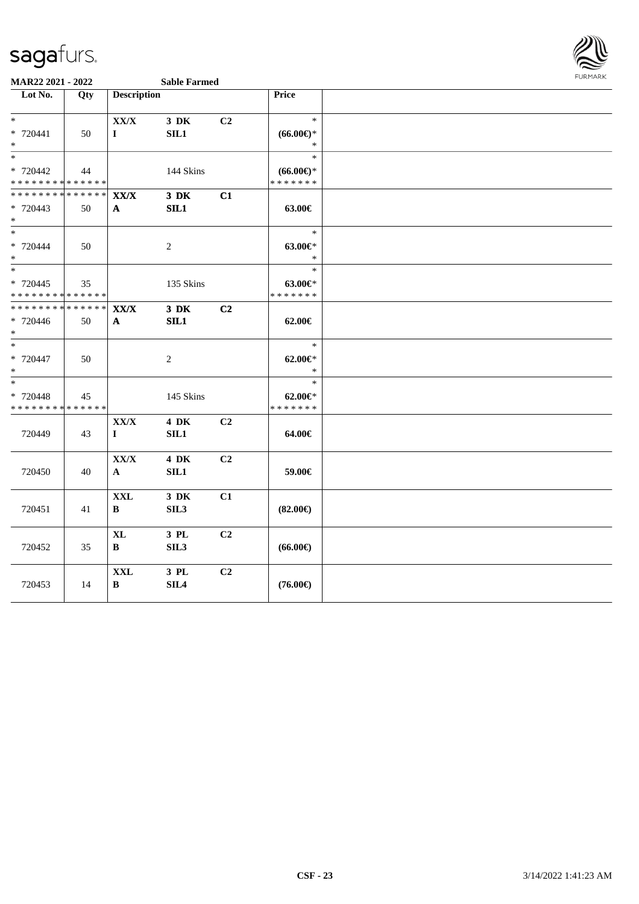**MAR22 2021 - 2022** **Sable Farmed**

| Lot No. | Qty | Description | | | Price |
|---|---|---|---|---|---|
| * | | XX/X | 3 DK | C2 | * |
| * 720441 | 50 | I | SIL1 | | (66.00€)* |
| * | | | | | * |
| * | | | | | * |
| * 720442 | 44 | | 144 Skins | | (66.00€)* |
| * * * * * * * * * * * * * * | | | | | * * * * * * * |
| * * * * * * * * * * * * * * | | XX/X | 3 DK | C1 | |
| * 720443 | 50 | A | SIL1 | | 63.00€ |
| * | | | | | |
| * | | | | | * |
| * 720444 | 50 | | 2 | | 63.00€* |
| * | | | | | * |
| * | | | | | * |
| * 720445 | 35 | | 135 Skins | | 63.00€* |
| * * * * * * * * * * * * * * | | | | | * * * * * * * |
| * * * * * * * * * * * * * * | | XX/X | 3 DK | C2 | |
| * 720446 | 50 | A | SIL1 | | 62.00€ |
| * | | | | | |
| * | | | | | * |
| * 720447 | 50 | | 2 | | 62.00€* |
| * | | | | | * |
| * | | | | | * |
| * 720448 | 45 | | 145 Skins | | 62.00€* |
| * * * * * * * * * * * * * * | | | | | * * * * * * * |
| | | XX/X | 4 DK | C2 | |
| 720449 | 43 | I | SIL1 | | 64.00€ |
| | | XX/X | 4 DK | C2 | |
| 720450 | 40 | A | SIL1 | | 59.00€ |
| | | XXL | 3 DK | C1 | |
| 720451 | 41 | B | SIL3 | | (82.00€) |
| | | XL | 3 PL | C2 | |
| 720452 | 35 | B | SIL3 | | (66.00€) |
| | | XXL | 3 PL | C2 | |
| 720453 | 14 | B | SIL4 | | (76.00€) |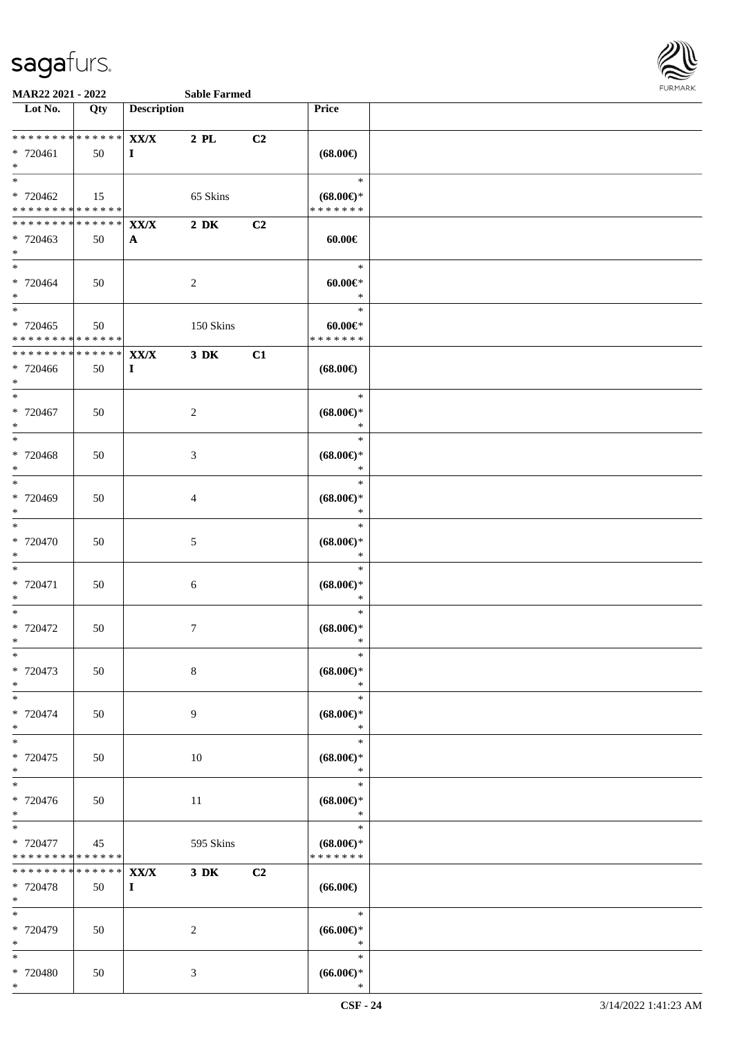MAR22 2021 - 2022 Sable Farmed

| Lot No. | Qty | Description | | | Price |
|---|---|---|---|---|---|
| * * * * * * * * * * * * * * | | XX/X | 2 PL | C2 | |
| * 720461 | 50 | I | | | (68.00€) |
| * | | | | | |
| * | | | | | * |
| * 720462 | 15 | | 65 Skins | | (68.00€)* |
| * * * * * * * * * * * * * * | | | | | * * * * * * * |
| * * * * * * * * * * * * * * | | XX/X | 2 DK | C2 | |
| * 720463 | 50 | A | | | 60.00€ |
| * | | | | | |
| * | | | | | * |
| * 720464 | 50 | | 2 | | 60.00€* |
| * | | | | | * |
| * | | | | | * |
| * 720465 | 50 | | 150 Skins | | 60.00€* |
| * * * * * * * * * * * * * * | | | | | * * * * * * * |
| * * * * * * * * * * * * * * | | XX/X | 3 DK | C1 | |
| * 720466 | 50 | I | | | (68.00€) |
| * | | | | | |
| * | | | | | * |
| * 720467 | 50 | | 2 | | (68.00€)* |
| * | | | | | * |
| * | | | | | * |
| * 720468 | 50 | | 3 | | (68.00€)* |
| * | | | | | * |
| * | | | | | * |
| * 720469 | 50 | | 4 | | (68.00€)* |
| * | | | | | * |
| * | | | | | * |
| * 720470 | 50 | | 5 | | (68.00€)* |
| * | | | | | * |
| * | | | | | * |
| * 720471 | 50 | | 6 | | (68.00€)* |
| * | | | | | * |
| * | | | | | * |
| * 720472 | 50 | | 7 | | (68.00€)* |
| * | | | | | * |
| * | | | | | * |
| * 720473 | 50 | | 8 | | (68.00€)* |
| * | | | | | * |
| * | | | | | * |
| * 720474 | 50 | | 9 | | (68.00€)* |
| * | | | | | * |
| * | | | | | * |
| * 720475 | 50 | | 10 | | (68.00€)* |
| * | | | | | * |
| * | | | | | * |
| * 720476 | 50 | | 11 | | (68.00€)* |
| * | | | | | * |
| * | | | | | * |
| * 720477 | 45 | | 595 Skins | | (68.00€)* |
| * * * * * * * * * * * * * * | | | | | * * * * * * * |
| * * * * * * * * * * * * * * | | XX/X | 3 DK | C2 | |
| * 720478 | 50 | I | | | (66.00€) |
| * | | | | | |
| * | | | | | * |
| * 720479 | 50 | | 2 | | (66.00€)* |
| * | | | | | * |
| * | | | | | * |
| * 720480 | 50 | | 3 | | (66.00€)* |
| * | | | | | * |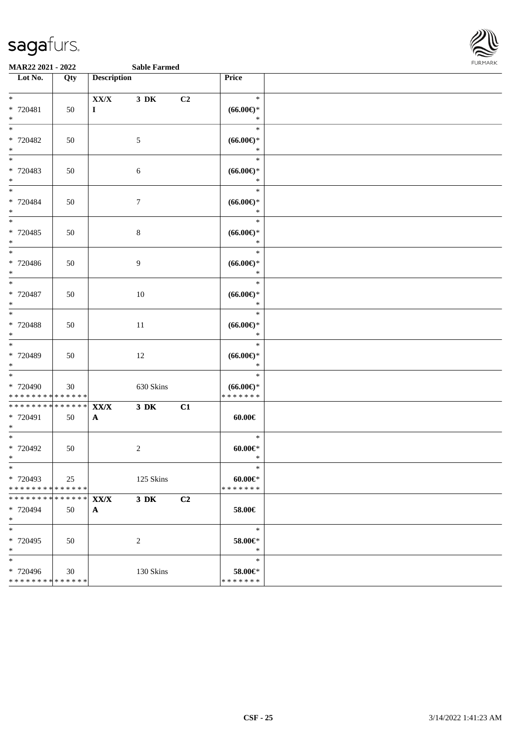**MAR22 2021 - 2022** **Sable Farmed**

| Lot No. | Qty | Description | | | Price | |
|---|---|---|---|---|---|---|
| * | | XX/X | 3 DK | C2 | * | |
| * 720481 | 50 | I | | | (66.00€)* | |
| * | | | | | * | |
| * | | | | | * | |
| * 720482 | 50 | | 5 | | (66.00€)* | |
| * | | | | | * | |
| * | | | | | * | |
| * 720483 | 50 | | 6 | | (66.00€)* | |
| * | | | | | * | |
| * | | | | | * | |
| * 720484 | 50 | | 7 | | (66.00€)* | |
| * | | | | | * | |
| * | | | | | * | |
| * 720485 | 50 | | 8 | | (66.00€)* | |
| * | | | | | * | |
| * | | | | | * | |
| * 720486 | 50 | | 9 | | (66.00€)* | |
| * | | | | | * | |
| * | | | | | * | |
| * 720487 | 50 | | 10 | | (66.00€)* | |
| * | | | | | * | |
| * | | | | | * | |
| * 720488 | 50 | | 11 | | (66.00€)* | |
| * | | | | | * | |
| * | | | | | * | |
| * 720489 | 50 | | 12 | | (66.00€)* | |
| * | | | | | * | |
| * | | | | | * | |
| * 720490 | 30 | | 630 Skins | | (66.00€)* | |
| ************** | | | | | ******* | |
| ************** | | XX/X | 3 DK | C1 | | |
| * 720491 | 50 | A | | | 60.00€ | |
| * | | | | | | |
| * | | | | | * | |
| * 720492 | 50 | | 2 | | 60.00€* | |
| * | | | | | * | |
| * | | | | | * | |
| * 720493 | 25 | | 125 Skins | | 60.00€* | |
| ************** | | | | | ******* | |
| ************** | | XX/X | 3 DK | C2 | | |
| * 720494 | 50 | A | | | 58.00€ | |
| * | | | | | | |
| * | | | | | * | |
| * 720495 | 50 | | 2 | | 58.00€* | |
| * | | | | | * | |
| * | | | | | * | |
| * 720496 | 30 | | 130 Skins | | 58.00€* | |
| ************** | | | | | ******* | |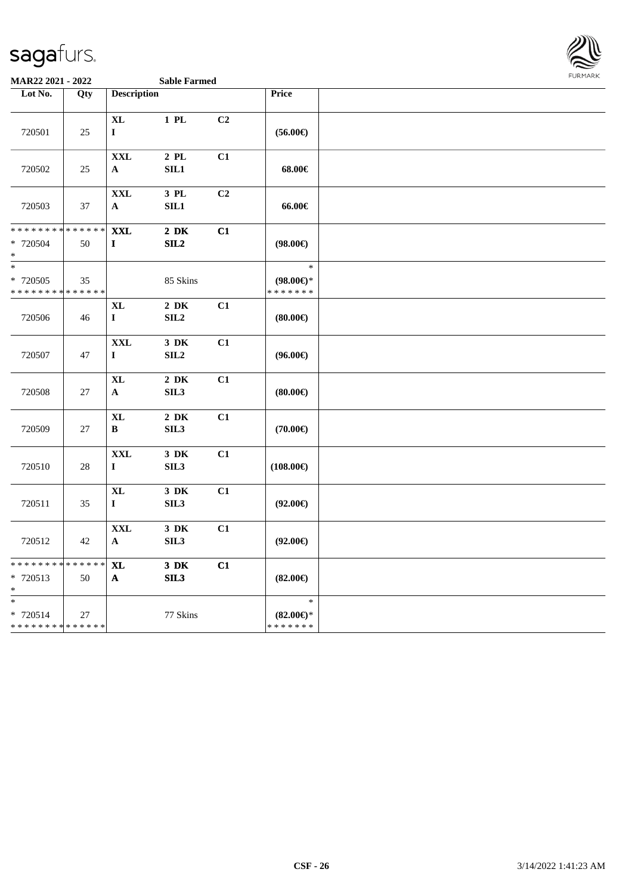MAR22 2021 - 2022 Sable Farmed

| Lot No. | Qty | Description | | | Price |
|---|---|---|---|---|---|
| 720501 | 25 | XL<br>I | 1 PL | C2 | (56.00€) |
| 720502 | 25 | XXL<br>A | 2 PL<br>SIL1 | C1 | 68.00€ |
| 720503 | 37 | XXL<br>A | 3 PL<br>SIL1 | C2 | 66.00€ |
| * * * * * * * * * * * * * *<br>* 720504<br>* | 50 | XXL<br>I | 2 DK<br>SIL2 | C1 | (98.00€) |
| *<br>* 720505<br>* * * * * * * * * * * * * * | 35 | | 85 Skins | | *<br>(98.00€)*<br>* * * * * * * |
| 720506 | 46 | XL<br>I | 2 DK<br>SIL2 | C1 | (80.00€) |
| 720507 | 47 | XXL<br>I | 3 DK<br>SIL2 | C1 | (96.00€) |
| 720508 | 27 | XL<br>A | 2 DK<br>SIL3 | C1 | (80.00€) |
| 720509 | 27 | XL<br>B | 2 DK<br>SIL3 | C1 | (70.00€) |
| 720510 | 28 | XXL<br>I | 3 DK<br>SIL3 | C1 | (108.00€) |
| 720511 | 35 | XL<br>I | 3 DK<br>SIL3 | C1 | (92.00€) |
| 720512 | 42 | XXL<br>A | 3 DK<br>SIL3 | C1 | (92.00€) |
| * * * * * * * * * * * * * *<br>* 720513<br>* | 50 | XL<br>A | 3 DK<br>SIL3 | C1 | (82.00€) |
| *<br>* 720514<br>* * * * * * * * * * * * * * | 27 | | 77 Skins | | *<br>(82.00€)*<br>* * * * * * * |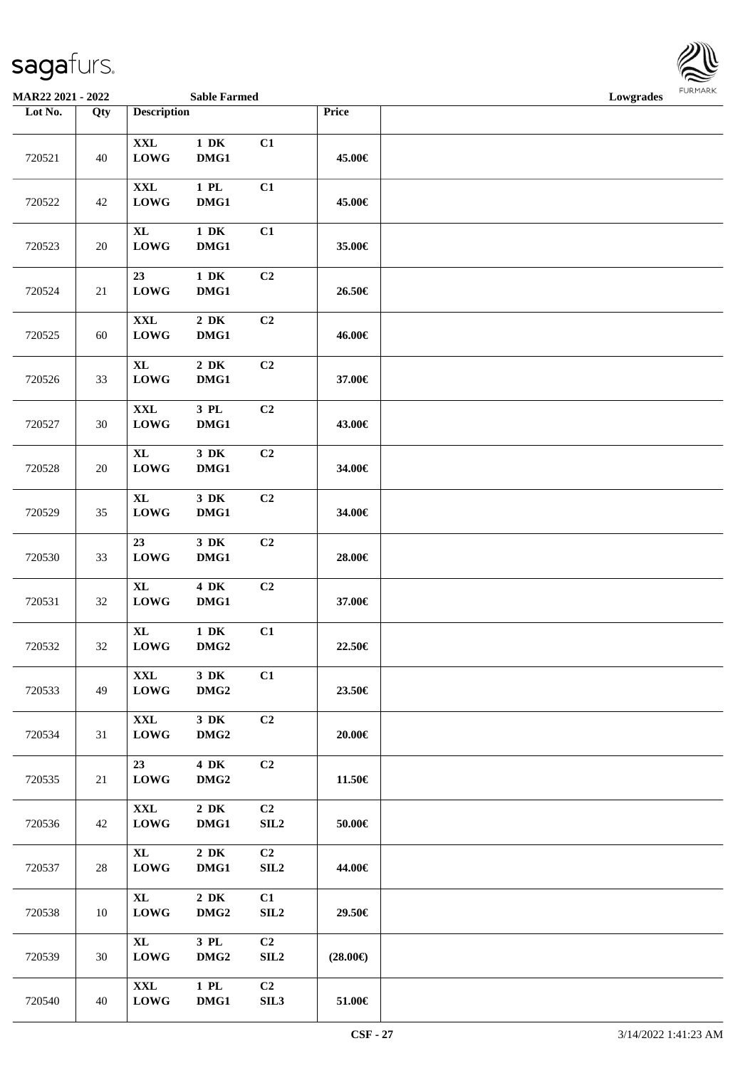| Lot No. | Qty | Description | | | Price | |
|---|---|---|---|---|---|---|
| 720521 | 40 | XXL LOWG | 1 DK DMG1 | C1 | 45.00€ | |
| 720522 | 42 | XXL LOWG | 1 PL DMG1 | C1 | 45.00€ | |
| 720523 | 20 | XL LOWG | 1 DK DMG1 | C1 | 35.00€ | |
| 720524 | 21 | 23 LOWG | 1 DK DMG1 | C2 | 26.50€ | |
| 720525 | 60 | XXL LOWG | 2 DK DMG1 | C2 | 46.00€ | |
| 720526 | 33 | XL LOWG | 2 DK DMG1 | C2 | 37.00€ | |
| 720527 | 30 | XXL LOWG | 3 PL DMG1 | C2 | 43.00€ | |
| 720528 | 20 | XL LOWG | 3 DK DMG1 | C2 | 34.00€ | |
| 720529 | 35 | XL LOWG | 3 DK DMG1 | C2 | 34.00€ | |
| 720530 | 33 | 23 LOWG | 3 DK DMG1 | C2 | 28.00€ | |
| 720531 | 32 | XL LOWG | 4 DK DMG1 | C2 | 37.00€ | |
| 720532 | 32 | XL LOWG | 1 DK DMG2 | C1 | 22.50€ | |
| 720533 | 49 | XXL LOWG | 3 DK DMG2 | C1 | 23.50€ | |
| 720534 | 31 | XXL LOWG | 3 DK DMG2 | C2 | 20.00€ | |
| 720535 | 21 | 23 LOWG | 4 DK DMG2 | C2 | 11.50€ | |
| 720536 | 42 | XXL LOWG | 2 DK DMG1 | C2 SIL2 | 50.00€ | |
| 720537 | 28 | XL LOWG | 2 DK DMG1 | C2 SIL2 | 44.00€ | |
| 720538 | 10 | XL LOWG | 2 DK DMG2 | C1 SIL2 | 29.50€ | |
| 720539 | 30 | XL LOWG | 3 PL DMG2 | C2 SIL2 | (28.00€) | |
| 720540 | 40 | XXL LOWG | 1 PL DMG1 | C2 SIL3 | 51.00€ | |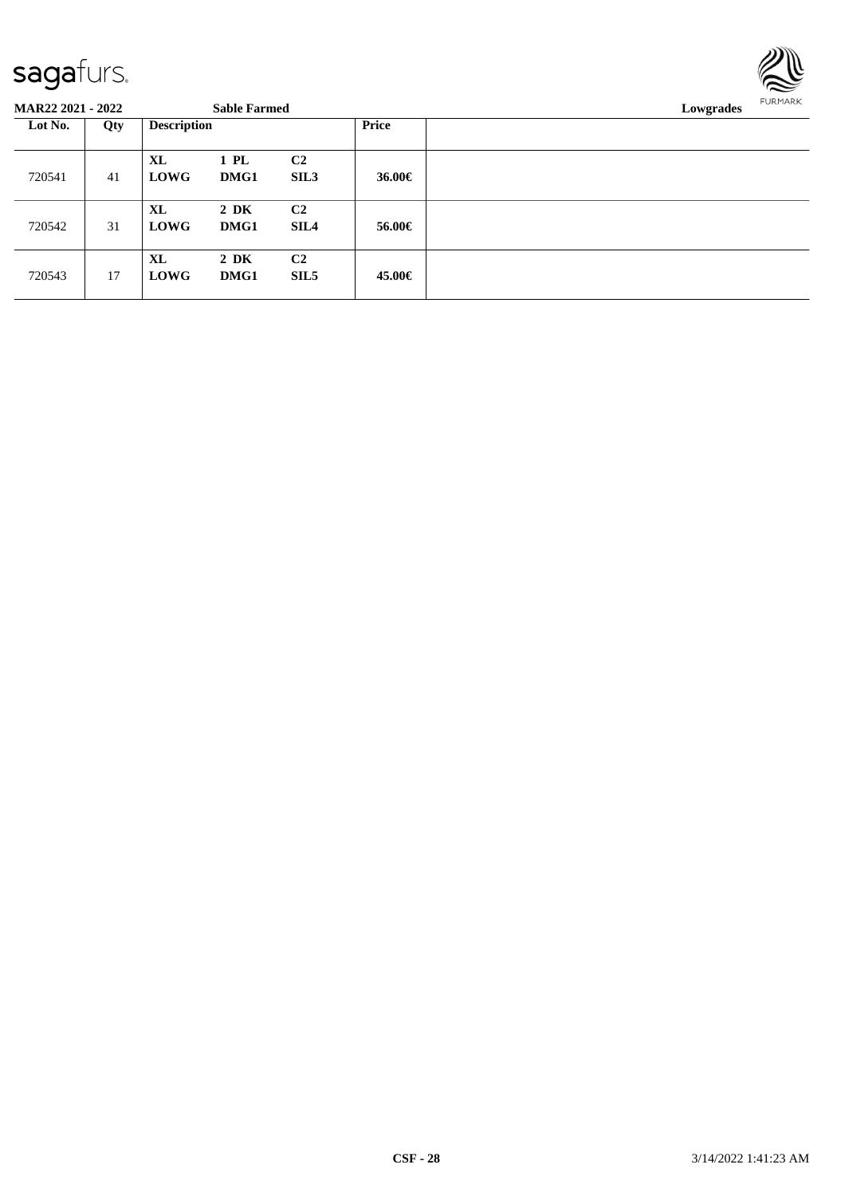| Lot No. | Qty | Description | | | Price | |
|---|---|---|---|---|---|---|
| 720541 | 41 | **XL LOWG** | **1 PL DMG1** | **C2 SIL3** | **36.00€** | |
| 720542 | 31 | **XL LOWG** | **2 DK DMG1** | **C2 SIL4** | **56.00€** | |
| 720543 | 17 | **XL LOWG** | **2 DK DMG1** | **C2 SIL5** | **45.00€** | |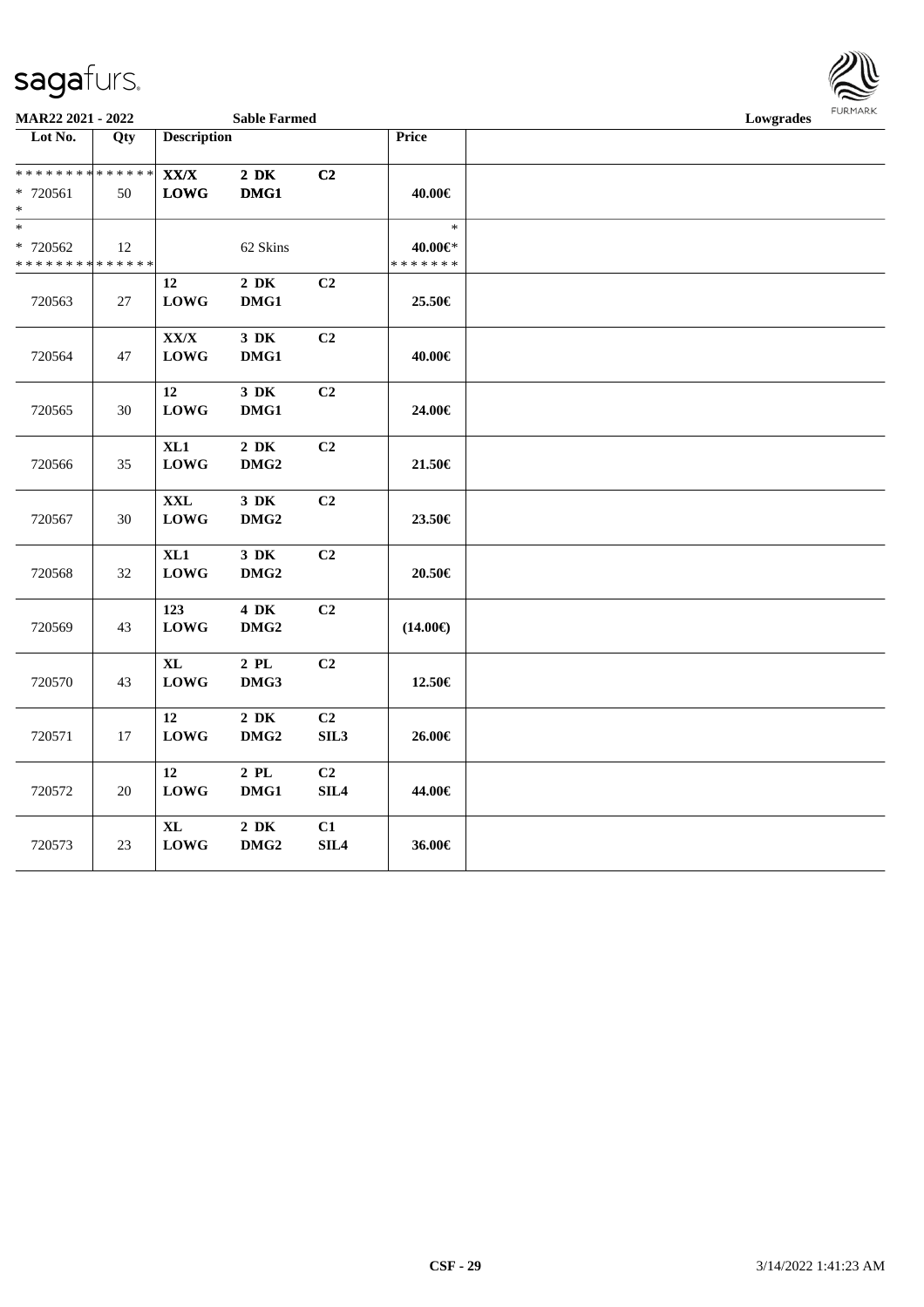MAR22 2021 - 2022 Sable Farmed Lowgrades

| Lot No. | Qty | Description | | | Price | |
|---|---|---|---|---|---|---|
| * * * * * * * * * * * * * * | | XX/X | 2 DK | C2 | | |
| * 720561 | 50 | LOWG | DMG1 | | 40.00€ | |
| * | | | | | | |
| * | | | | | * | |
| * 720562 | 12 | | 62 Skins | | 40.00€* | |
| * * * * * * * * * * * * * * | | | | | * * * * * * * | |
| | | 12 | 2 DK | C2 | | |
| 720563 | 27 | LOWG | DMG1 | | 25.50€ | |
| | | XX/X | 3 DK | C2 | | |
| 720564 | 47 | LOWG | DMG1 | | 40.00€ | |
| | | 12 | 3 DK | C2 | | |
| 720565 | 30 | LOWG | DMG1 | | 24.00€ | |
| | | XL1 | 2 DK | C2 | | |
| 720566 | 35 | LOWG | DMG2 | | 21.50€ | |
| | | XXL | 3 DK | C2 | | |
| 720567 | 30 | LOWG | DMG2 | | 23.50€ | |
| | | XL1 | 3 DK | C2 | | |
| 720568 | 32 | LOWG | DMG2 | | 20.50€ | |
| | | 123 | 4 DK | C2 | | |
| 720569 | 43 | LOWG | DMG2 | | (14.00€) | |
| | | XL | 2 PL | C2 | | |
| 720570 | 43 | LOWG | DMG3 | | 12.50€ | |
| | | 12 | 2 DK | C2 | | |
| 720571 | 17 | LOWG | DMG2 | SIL3 | 26.00€ | |
| | | 12 | 2 PL | C2 | | |
| 720572 | 20 | LOWG | DMG1 | SIL4 | 44.00€ | |
| | | XL | 2 DK | C1 | | |
| 720573 | 23 | LOWG | DMG2 | SIL4 | 36.00€ | |

CSF - 29 3/14/2022 1:41:23 AM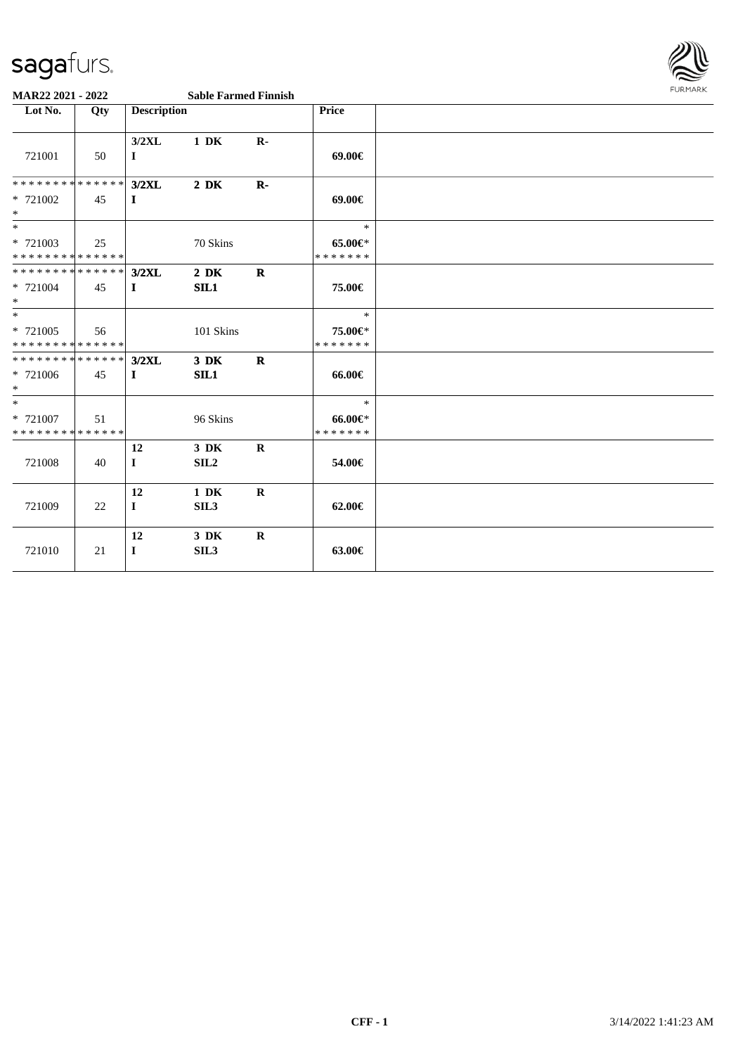**MAR22 2021 - 2022** **Sable Farmed Finnish**

| Lot No. | Qty | Description | | | Price | |
|---|---|---|---|---|---|---|
| 721001 | 50 | 3/2XL I | 1 DK | R- | 69.00€ | |
| * * * * * * * * * * * * * * <br>* 721002<br>* | 45 | 3/2XL I | 2 DK | R- | 69.00€ | |
| *<br>* 721003<br>* * * * * * * * * * * * * * | 25 | | 70 Skins | | *<br>65.00€*<br>* * * * * * * | |
| * * * * * * * * * * * * * * <br>* 721004<br>* | 45 | 3/2XL I | 2 DK SIL1 | R | 75.00€ | |
| *<br>* 721005<br>* * * * * * * * * * * * * * | 56 | | 101 Skins | | *<br>75.00€*<br>* * * * * * * | |
| * * * * * * * * * * * * * * <br>* 721006<br>* | 45 | 3/2XL I | 3 DK SIL1 | R | 66.00€ | |
| *<br>* 721007<br>* * * * * * * * * * * * * * | 51 | | 96 Skins | | *<br>66.00€*<br>* * * * * * * | |
| 721008 | 40 | 12 I | 3 DK SIL2 | R | 54.00€ | |
| 721009 | 22 | 12 I | 1 DK SIL3 | R | 62.00€ | |
| 721010 | 21 | 12 I | 3 DK SIL3 | R | 63.00€ | |

CFF - 1 3/14/2022 1:41:23 AM